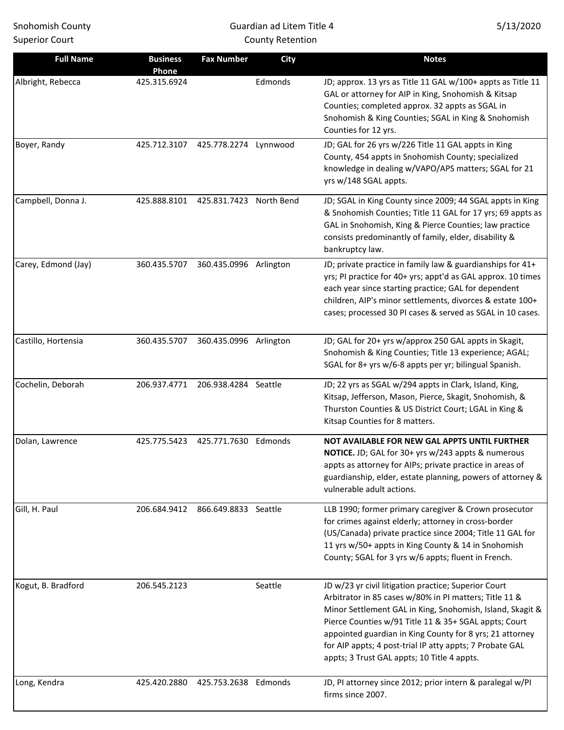Snohomish County
Superior Court

Guardian ad Litem Title 4
County Retention

5/13/2020

| Full Name | Business Phone | Fax Number | City | Notes |
|---|---|---|---|---|
| Albright, Rebecca | 425.315.6924 | | Edmonds | JD; approx. 13 yrs as Title 11 GAL w/100+ appts as Title 11 GAL or attorney for AIP in King, Snohomish & Kitsap Counties; completed approx. 32 appts as SGAL in Snohomish & King Counties; SGAL in King & Snohomish Counties for 12 yrs. |
| Boyer, Randy | 425.712.3107 | 425.778.2274 | Lynnwood | JD; GAL for 26 yrs w/226 Title 11 GAL appts in King County, 454 appts in Snohomish County; specialized knowledge in dealing w/VAPO/APS matters; SGAL for 21 yrs w/148 SGAL appts. |
| Campbell, Donna J. | 425.888.8101 | 425.831.7423 | North Bend | JD; SGAL in King County since 2009; 44 SGAL appts in King & Snohomish Counties; Title 11 GAL for 17 yrs; 69 appts as GAL in Snohomish, King & Pierce Counties; law practice consists predominantly of family, elder, disability & bankruptcy law. |
| Carey, Edmond (Jay) | 360.435.5707 | 360.435.0996 | Arlington | JD; private practice in family law & guardianships for 41+ yrs; PI practice for 40+ yrs; appt'd as GAL approx. 10 times each year since starting practice; GAL for dependent children, AIP's minor settlements, divorces & estate 100+ cases; processed 30 PI cases & served as SGAL in 10 cases. |
| Castillo, Hortensia | 360.435.5707 | 360.435.0996 | Arlington | JD; GAL for 20+ yrs w/approx 250 GAL appts in Skagit, Snohomish & King Counties; Title 13 experience; AGAL; SGAL for 8+ yrs w/6-8 appts per yr; bilingual Spanish. |
| Cochelin, Deborah | 206.937.4771 | 206.938.4284 | Seattle | JD; 22 yrs as SGAL w/294 appts in Clark, Island, King, Kitsap, Jefferson, Mason, Pierce, Skagit, Snohomish, & Thurston Counties & US District Court; LGAL in King & Kitsap Counties for 8 matters. |
| Dolan, Lawrence | 425.775.5423 | 425.771.7630 | Edmonds | **NOT AVAILABLE FOR NEW GAL APPTS UNTIL FURTHER NOTICE.** JD; GAL for 30+ yrs w/243 appts & numerous appts as attorney for AIPs; private practice in areas of guardianship, elder, estate planning, powers of attorney & vulnerable adult actions. |
| Gill, H. Paul | 206.684.9412 | 866.649.8833 | Seattle | LLB 1990; former primary caregiver & Crown prosecutor for crimes against elderly; attorney in cross-border (US/Canada) private practice since 2004; Title 11 GAL for 11 yrs w/50+ appts in King County & 14 in Snohomish County; SGAL for 3 yrs w/6 appts; fluent in French. |
| Kogut, B. Bradford | 206.545.2123 | | Seattle | JD w/23 yr civil litigation practice; Superior Court Arbitrator in 85 cases w/80% in PI matters; Title 11 & Minor Settlement GAL in King, Snohomish, Island, Skagit & Pierce Counties w/91 Title 11 & 35+ SGAL appts; Court appointed guardian in King County for 8 yrs; 21 attorney for AIP appts; 4 post-trial IP atty appts; 7 Probate GAL appts; 3 Trust GAL appts; 10 Title 4 appts. |
| Long, Kendra | 425.420.2880 | 425.753.2638 | Edmonds | JD, PI attorney since 2012; prior intern & paralegal w/PI firms since 2007. |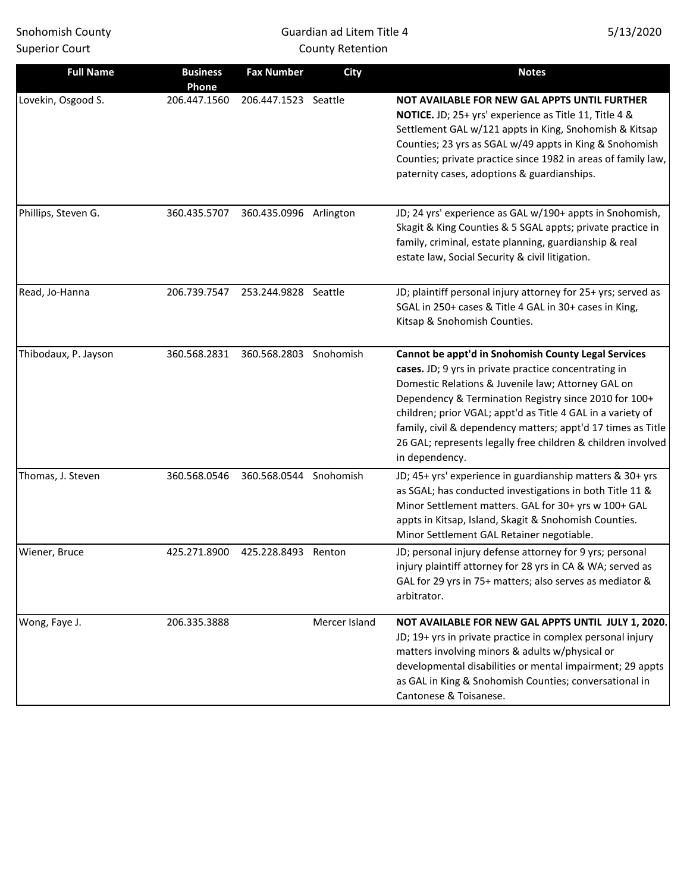| Full Name | Business Phone | Fax Number | City | Notes |
|---|---|---|---|---|
| Lovekin, Osgood S. | 206.447.1560 | 206.447.1523 | Seattle | **NOT AVAILABLE FOR NEW GAL APPTS UNTIL FURTHER NOTICE.** JD; 25+ yrs' experience as Title 11, Title 4 & Settlement GAL w/121 appts in King, Snohomish & Kitsap Counties; 23 yrs as SGAL w/49 appts in King & Snohomish Counties; private practice since 1982 in areas of family law, paternity cases, adoptions & guardianships. |
| Phillips, Steven G. | 360.435.5707 | 360.435.0996 | Arlington | JD; 24 yrs' experience as GAL w/190+ appts in Snohomish, Skagit & King Counties & 5 SGAL appts; private practice in family, criminal, estate planning, guardianship & real estate law, Social Security & civil litigation. |
| Read, Jo-Hanna | 206.739.7547 | 253.244.9828 | Seattle | JD; plaintiff personal injury attorney for 25+ yrs; served as SGAL in 250+ cases & Title 4 GAL in 30+ cases in King, Kitsap & Snohomish Counties. |
| Thibodaux, P. Jayson | 360.568.2831 | 360.568.2803 | Snohomish | **Cannot be appt'd in Snohomish County Legal Services cases.** JD; 9 yrs in private practice concentrating in Domestic Relations & Juvenile law; Attorney GAL on Dependency & Termination Registry since 2010 for 100+ children; prior VGAL; appt'd as Title 4 GAL in a variety of family, civil & dependency matters; appt'd 17 times as Title 26 GAL; represents legally free children & children involved in dependency. |
| Thomas, J. Steven | 360.568.0546 | 360.568.0544 | Snohomish | JD; 45+ yrs' experience in guardianship matters & 30+ yrs as SGAL; has conducted investigations in both Title 11 & Minor Settlement matters. GAL for 30+ yrs w 100+ GAL appts in Kitsap, Island, Skagit & Snohomish Counties. Minor Settlement GAL Retainer negotiable. |
| Wiener, Bruce | 425.271.8900 | 425.228.8493 | Renton | JD; personal injury defense attorney for 9 yrs; personal injury plaintiff attorney for 28 yrs in CA & WA; served as GAL for 29 yrs in 75+ matters; also serves as mediator & arbitrator. |
| Wong, Faye J. | 206.335.3888 | | Mercer Island | **NOT AVAILABLE FOR NEW GAL APPTS UNTIL JULY 1, 2020.** JD; 19+ yrs in private practice in complex personal injury matters involving minors & adults w/physical or developmental disabilities or mental impairment; 29 appts as GAL in King & Snohomish Counties; conversational in Cantonese & Toisanese. |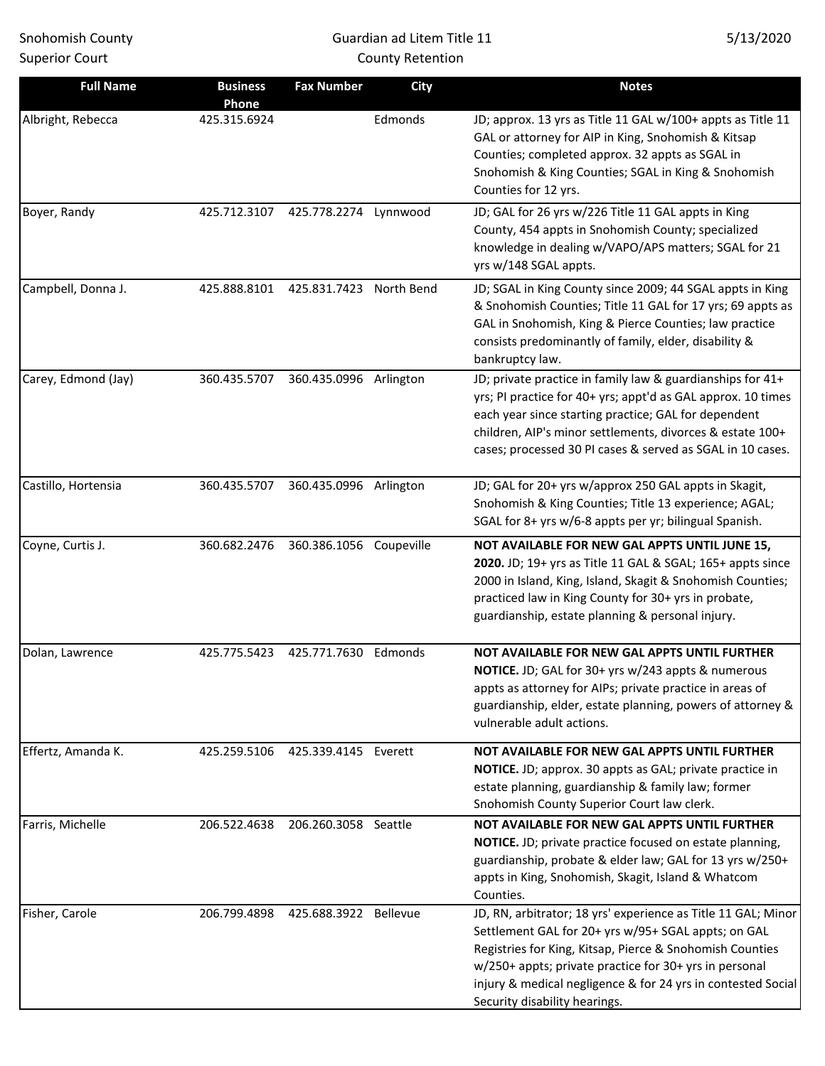| Full Name | Business Phone | Fax Number | City | Notes |
| --- | --- | --- | --- | --- |
| Albright, Rebecca | 425.315.6924 | | Edmonds | JD; approx. 13 yrs as Title 11 GAL w/100+ appts as Title 11 GAL or attorney for AIP in King, Snohomish & Kitsap Counties; completed approx. 32 appts as SGAL in Snohomish & King Counties; SGAL in King & Snohomish Counties for 12 yrs. |
| Boyer, Randy | 425.712.3107 | 425.778.2274 | Lynnwood | JD; GAL for 26 yrs w/226 Title 11 GAL appts in King County, 454 appts in Snohomish County; specialized knowledge in dealing w/VAPO/APS matters; SGAL for 21 yrs w/148 SGAL appts. |
| Campbell, Donna J. | 425.888.8101 | 425.831.7423 | North Bend | JD; SGAL in King County since 2009; 44 SGAL appts in King & Snohomish Counties; Title 11 GAL for 17 yrs; 69 appts as GAL in Snohomish, King & Pierce Counties; law practice consists predominantly of family, elder, disability & bankruptcy law. |
| Carey, Edmond (Jay) | 360.435.5707 | 360.435.0996 | Arlington | JD; private practice in family law & guardianships for 41+ yrs; PI practice for 40+ yrs; appt'd as GAL approx. 10 times each year since starting practice; GAL for dependent children, AIP's minor settlements, divorces & estate 100+ cases; processed 30 PI cases & served as SGAL in 10 cases. |
| Castillo, Hortensia | 360.435.5707 | 360.435.0996 | Arlington | JD; GAL for 20+ yrs w/approx 250 GAL appts in Skagit, Snohomish & King Counties; Title 13 experience; AGAL; SGAL for 8+ yrs w/6-8 appts per yr; bilingual Spanish. |
| Coyne, Curtis J. | 360.682.2476 | 360.386.1056 | Coupeville | **NOT AVAILABLE FOR NEW GAL APPTS UNTIL JUNE 15, 2020.** JD; 19+ yrs as Title 11 GAL & SGAL; 165+ appts since 2000 in Island, King, Island, Skagit & Snohomish Counties; practiced law in King County for 30+ yrs in probate, guardianship, estate planning & personal injury. |
| Dolan, Lawrence | 425.775.5423 | 425.771.7630 | Edmonds | **NOT AVAILABLE FOR NEW GAL APPTS UNTIL FURTHER NOTICE.** JD; GAL for 30+ yrs w/243 appts & numerous appts as attorney for AIPs; private practice in areas of guardianship, elder, estate planning, powers of attorney & vulnerable adult actions. |
| Effertz, Amanda K. | 425.259.5106 | 425.339.4145 | Everett | **NOT AVAILABLE FOR NEW GAL APPTS UNTIL FURTHER NOTICE.** JD; approx. 30 appts as GAL; private practice in estate planning, guardianship & family law; former Snohomish County Superior Court law clerk. |
| Farris, Michelle | 206.522.4638 | 206.260.3058 | Seattle | **NOT AVAILABLE FOR NEW GAL APPTS UNTIL FURTHER NOTICE.** JD; private practice focused on estate planning, guardianship, probate & elder law; GAL for 13 yrs w/250+ appts in King, Snohomish, Skagit, Island & Whatcom Counties. |
| Fisher, Carole | 206.799.4898 | 425.688.3922 | Bellevue | JD, RN, arbitrator; 18 yrs' experience as Title 11 GAL; Minor Settlement GAL for 20+ yrs w/95+ SGAL appts; on GAL Registries for King, Kitsap, Pierce & Snohomish Counties w/250+ appts; private practice for 30+ yrs in personal injury & medical negligence & for 24 yrs in contested Social Security disability hearings. |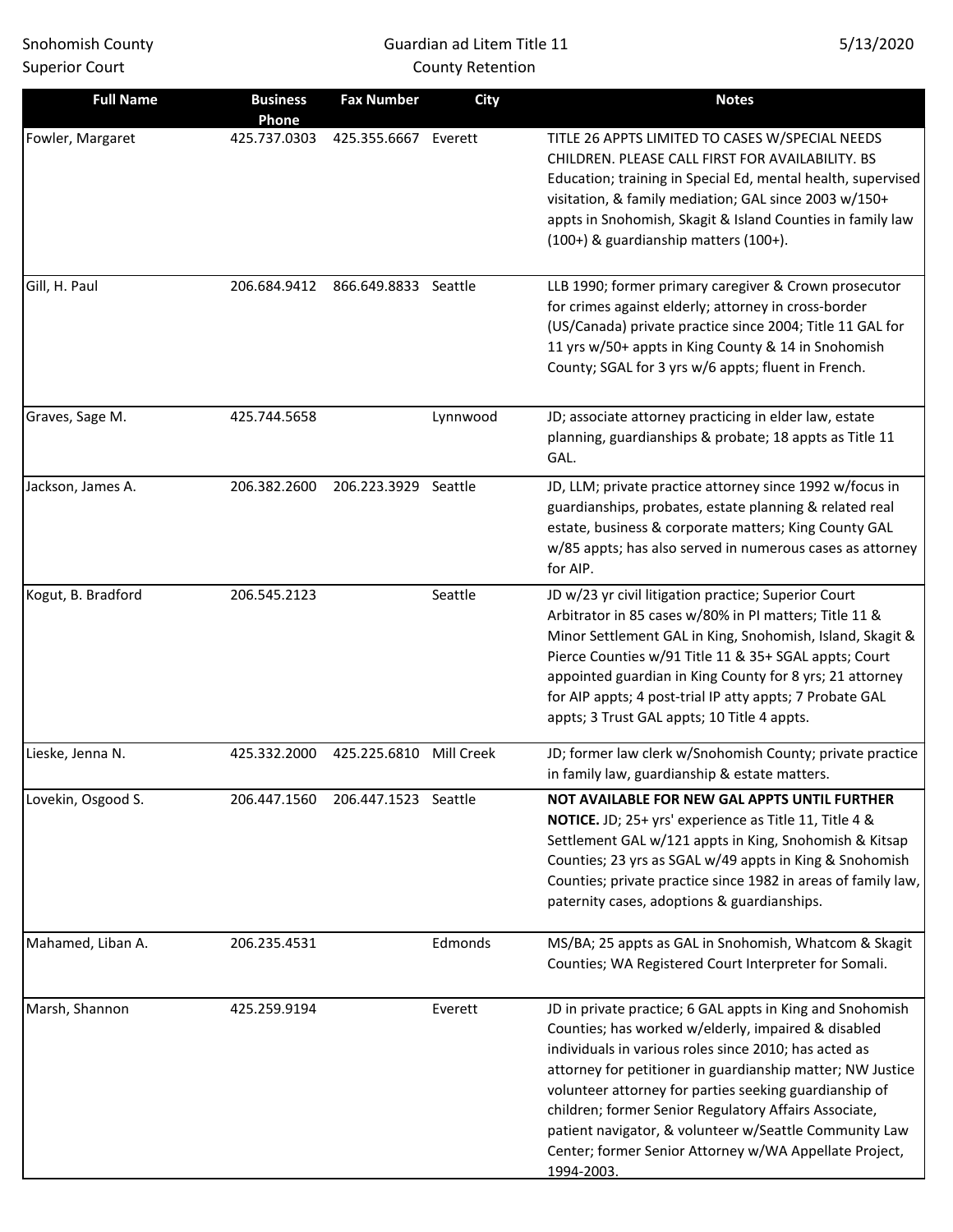| Full Name | Business Phone | Fax Number | City | Notes |
|---|---|---|---|---|
| Fowler, Margaret | 425.737.0303 | 425.355.6667 | Everett | TITLE 26 APPTS LIMITED TO CASES W/SPECIAL NEEDS CHILDREN. PLEASE CALL FIRST FOR AVAILABILITY. BS Education; training in Special Ed, mental health, supervised visitation, & family mediation; GAL since 2003 w/150+ appts in Snohomish, Skagit & Island Counties in family law (100+) & guardianship matters (100+). |
| Gill, H. Paul | 206.684.9412 | 866.649.8833 | Seattle | LLB 1990; former primary caregiver & Crown prosecutor for crimes against elderly; attorney in cross-border (US/Canada) private practice since 2004; Title 11 GAL for 11 yrs w/50+ appts in King County & 14 in Snohomish County; SGAL for 3 yrs w/6 appts; fluent in French. |
| Graves, Sage M. | 425.744.5658 | | Lynnwood | JD; associate attorney practicing in elder law, estate planning, guardianships & probate; 18 appts as Title 11 GAL. |
| Jackson, James A. | 206.382.2600 | 206.223.3929 | Seattle | JD, LLM; private practice attorney since 1992 w/focus in guardianships, probates, estate planning & related real estate, business & corporate matters; King County GAL w/85 appts; has also served in numerous cases as attorney for AIP. |
| Kogut, B. Bradford | 206.545.2123 | | Seattle | JD w/23 yr civil litigation practice; Superior Court Arbitrator in 85 cases w/80% in PI matters; Title 11 & Minor Settlement GAL in King, Snohomish, Island, Skagit & Pierce Counties w/91 Title 11 & 35+ SGAL appts; Court appointed guardian in King County for 8 yrs; 21 attorney for AIP appts; 4 post-trial IP atty appts; 7 Probate GAL appts; 3 Trust GAL appts; 10 Title 4 appts. |
| Lieske, Jenna N. | 425.332.2000 | 425.225.6810 | Mill Creek | JD; former law clerk w/Snohomish County; private practice in family law, guardianship & estate matters. |
| Lovekin, Osgood S. | 206.447.1560 | 206.447.1523 | Seattle | **NOT AVAILABLE FOR NEW GAL APPTS UNTIL FURTHER NOTICE.** JD; 25+ yrs' experience as Title 11, Title 4 & Settlement GAL w/121 appts in King, Snohomish & Kitsap Counties; 23 yrs as SGAL w/49 appts in King & Snohomish Counties; private practice since 1982 in areas of family law, paternity cases, adoptions & guardianships. |
| Mahamed, Liban A. | 206.235.4531 | | Edmonds | MS/BA; 25 appts as GAL in Snohomish, Whatcom & Skagit Counties; WA Registered Court Interpreter for Somali. |
| Marsh, Shannon | 425.259.9194 | | Everett | JD in private practice; 6 GAL appts in King and Snohomish Counties; has worked w/elderly, impaired & disabled individuals in various roles since 2010; has acted as attorney for petitioner in guardianship matter; NW Justice volunteer attorney for parties seeking guardianship of children; former Senior Regulatory Affairs Associate, patient navigator, & volunteer w/Seattle Community Law Center; former Senior Attorney w/WA Appellate Project, 1994-2003. |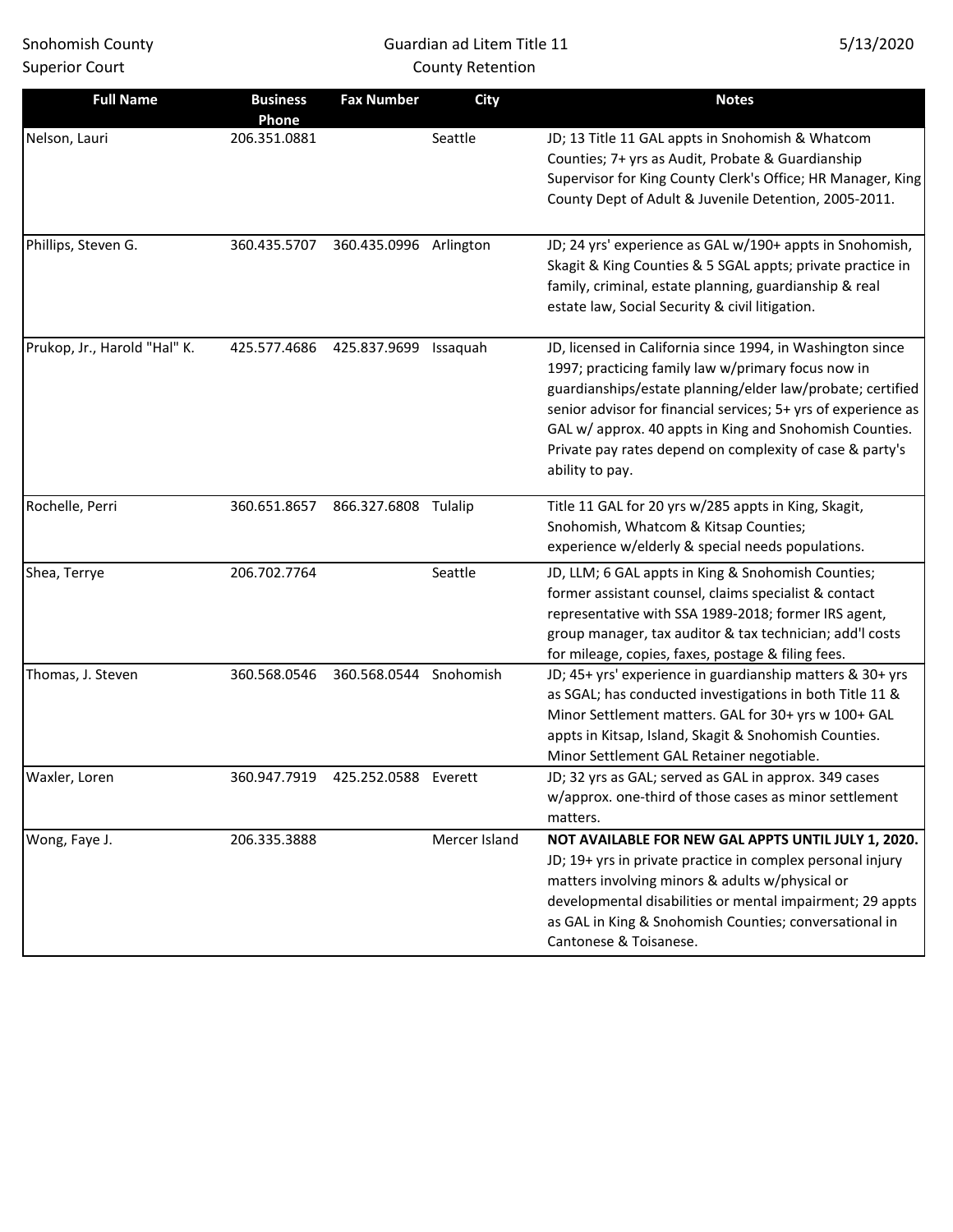| Full Name | Business Phone | Fax Number | City | Notes |
|---|---|---|---|---|
| Nelson, Lauri | 206.351.0881 | | Seattle | JD; 13 Title 11 GAL appts in Snohomish & Whatcom Counties; 7+ yrs as Audit, Probate & Guardianship Supervisor for King County Clerk's Office; HR Manager, King County Dept of Adult & Juvenile Detention, 2005-2011. |
| Phillips, Steven G. | 360.435.5707 | 360.435.0996 | Arlington | JD; 24 yrs' experience as GAL w/190+ appts in Snohomish, Skagit & King Counties & 5 SGAL appts; private practice in family, criminal, estate planning, guardianship & real estate law, Social Security & civil litigation. |
| Prukop, Jr., Harold "Hal" K. | 425.577.4686 | 425.837.9699 | Issaquah | JD, licensed in California since 1994, in Washington since 1997; practicing family law w/primary focus now in guardianships/estate planning/elder law/probate; certified senior advisor for financial services; 5+ yrs of experience as GAL w/ approx. 40 appts in King and Snohomish Counties. Private pay rates depend on complexity of case & party's ability to pay. |
| Rochelle, Perri | 360.651.8657 | 866.327.6808 | Tulalip | Title 11 GAL for 20 yrs w/285 appts in King, Skagit, Snohomish, Whatcom & Kitsap Counties; experience w/elderly & special needs populations. |
| Shea, Terrye | 206.702.7764 | | Seattle | JD, LLM; 6 GAL appts in King & Snohomish Counties; former assistant counsel, claims specialist & contact representative with SSA 1989-2018; former IRS agent, group manager, tax auditor & tax technician; add'l costs for mileage, copies, faxes, postage & filing fees. |
| Thomas, J. Steven | 360.568.0546 | 360.568.0544 | Snohomish | JD; 45+ yrs' experience in guardianship matters & 30+ yrs as SGAL; has conducted investigations in both Title 11 & Minor Settlement matters. GAL for 30+ yrs w 100+ GAL appts in Kitsap, Island, Skagit & Snohomish Counties. Minor Settlement GAL Retainer negotiable. |
| Waxler, Loren | 360.947.7919 | 425.252.0588 | Everett | JD; 32 yrs as GAL; served as GAL in approx. 349 cases w/approx. one-third of those cases as minor settlement matters. |
| Wong, Faye J. | 206.335.3888 | | Mercer Island | **NOT AVAILABLE FOR NEW GAL APPTS UNTIL JULY 1, 2020.** JD; 19+ yrs in private practice in complex personal injury matters involving minors & adults w/physical or developmental disabilities or mental impairment; 29 appts as GAL in King & Snohomish Counties; conversational in Cantonese & Toisanese. |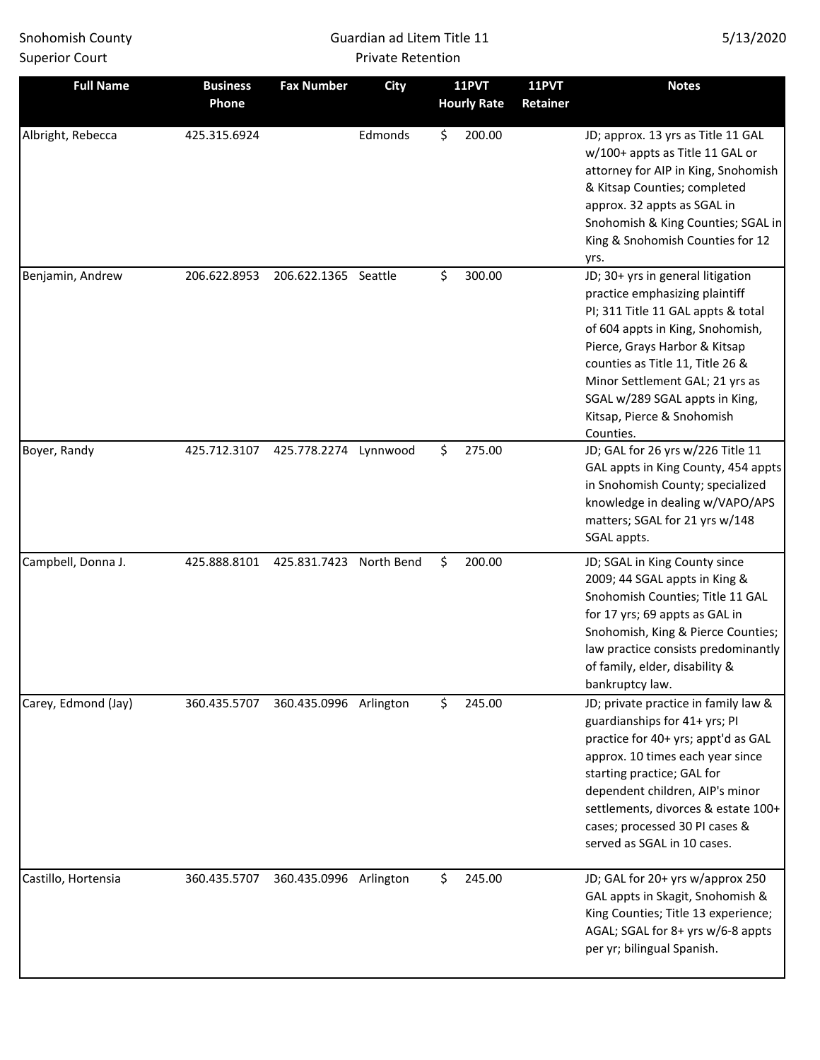Snohomish County
Superior Court

Guardian ad Litem Title 11
Private Retention

5/13/2020

| Full Name | Business Phone | Fax Number | City | 11PVT Hourly Rate | 11PVT Retainer | Notes |
|---|---|---|---|---|---|---|
| Albright, Rebecca | 425.315.6924 | | Edmonds | $ 200.00 | | JD; approx. 13 yrs as Title 11 GAL w/100+ appts as Title 11 GAL or attorney for AIP in King, Snohomish & Kitsap Counties; completed approx. 32 appts as SGAL in Snohomish & King Counties; SGAL in King & Snohomish Counties for 12 yrs. |
| Benjamin, Andrew | 206.622.8953 | 206.622.1365 | Seattle | $ 300.00 | | JD; 30+ yrs in general litigation practice emphasizing plaintiff PI; 311 Title 11 GAL appts & total of 604 appts in King, Snohomish, Pierce, Grays Harbor & Kitsap counties as Title 11, Title 26 & Minor Settlement GAL; 21 yrs as SGAL w/289 SGAL appts in King, Kitsap, Pierce & Snohomish Counties. |
| Boyer, Randy | 425.712.3107 | 425.778.2274 | Lynnwood | $ 275.00 | | JD; GAL for 26 yrs w/226 Title 11 GAL appts in King County, 454 appts in Snohomish County; specialized knowledge in dealing w/VAPO/APS matters; SGAL for 21 yrs w/148 SGAL appts. |
| Campbell, Donna J. | 425.888.8101 | 425.831.7423 | North Bend | $ 200.00 | | JD; SGAL in King County since 2009; 44 SGAL appts in King & Snohomish Counties; Title 11 GAL for 17 yrs; 69 appts as GAL in Snohomish, King & Pierce Counties; law practice consists predominantly of family, elder, disability & bankruptcy law. |
| Carey, Edmond (Jay) | 360.435.5707 | 360.435.0996 | Arlington | $ 245.00 | | JD; private practice in family law & guardianships for 41+ yrs; PI practice for 40+ yrs; appt'd as GAL approx. 10 times each year since starting practice; GAL for dependent children, AIP's minor settlements, divorces & estate 100+ cases; processed 30 PI cases & served as SGAL in 10 cases. |
| Castillo, Hortensia | 360.435.5707 | 360.435.0996 | Arlington | $ 245.00 | | JD; GAL for 20+ yrs w/approx 250 GAL appts in Skagit, Snohomish & King Counties; Title 13 experience; AGAL; SGAL for 8+ yrs w/6-8 appts per yr; bilingual Spanish. |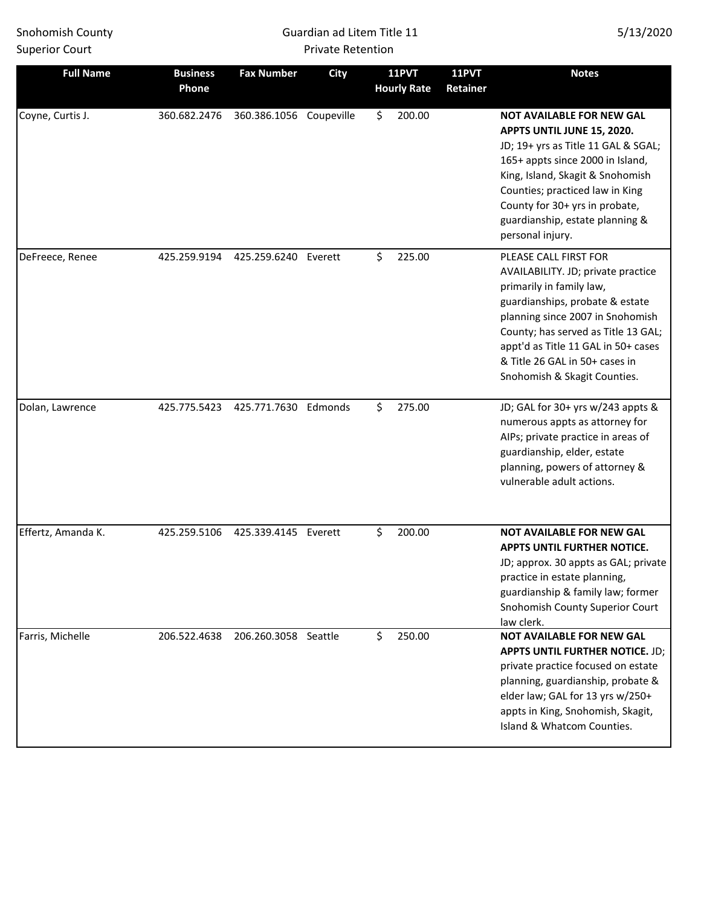| Full Name | Business Phone | Fax Number | City | 11PVT Hourly Rate | 11PVT Retainer | Notes |
|---|---|---|---|---|---|---|
| Coyne, Curtis J. | 360.682.2476 | 360.386.1056 | Coupeville | $ 200.00 | | **NOT AVAILABLE FOR NEW GAL APPTS UNTIL JUNE 15, 2020.** JD; 19+ yrs as Title 11 GAL & SGAL; 165+ appts since 2000 in Island, King, Island, Skagit & Snohomish Counties; practiced law in King County for 30+ yrs in probate, guardianship, estate planning & personal injury. |
| DeFreece, Renee | 425.259.9194 | 425.259.6240 | Everett | $ 225.00 | | PLEASE CALL FIRST FOR AVAILABILITY. JD; private practice primarily in family law, guardianships, probate & estate planning since 2007 in Snohomish County; has served as Title 13 GAL; appt'd as Title 11 GAL in 50+ cases & Title 26 GAL in 50+ cases in Snohomish & Skagit Counties. |
| Dolan, Lawrence | 425.775.5423 | 425.771.7630 | Edmonds | $ 275.00 | | JD; GAL for 30+ yrs w/243 appts & numerous appts as attorney for AIPs; private practice in areas of guardianship, elder, estate planning, powers of attorney & vulnerable adult actions. |
| Effertz, Amanda K. | 425.259.5106 | 425.339.4145 | Everett | $ 200.00 | | **NOT AVAILABLE FOR NEW GAL APPTS UNTIL FURTHER NOTICE.** JD; approx. 30 appts as GAL; private practice in estate planning, guardianship & family law; former Snohomish County Superior Court law clerk. |
| Farris, Michelle | 206.522.4638 | 206.260.3058 | Seattle | $ 250.00 | | **NOT AVAILABLE FOR NEW GAL APPTS UNTIL FURTHER NOTICE.** JD; private practice focused on estate planning, guardianship, probate & elder law; GAL for 13 yrs w/250+ appts in King, Snohomish, Skagit, Island & Whatcom Counties. |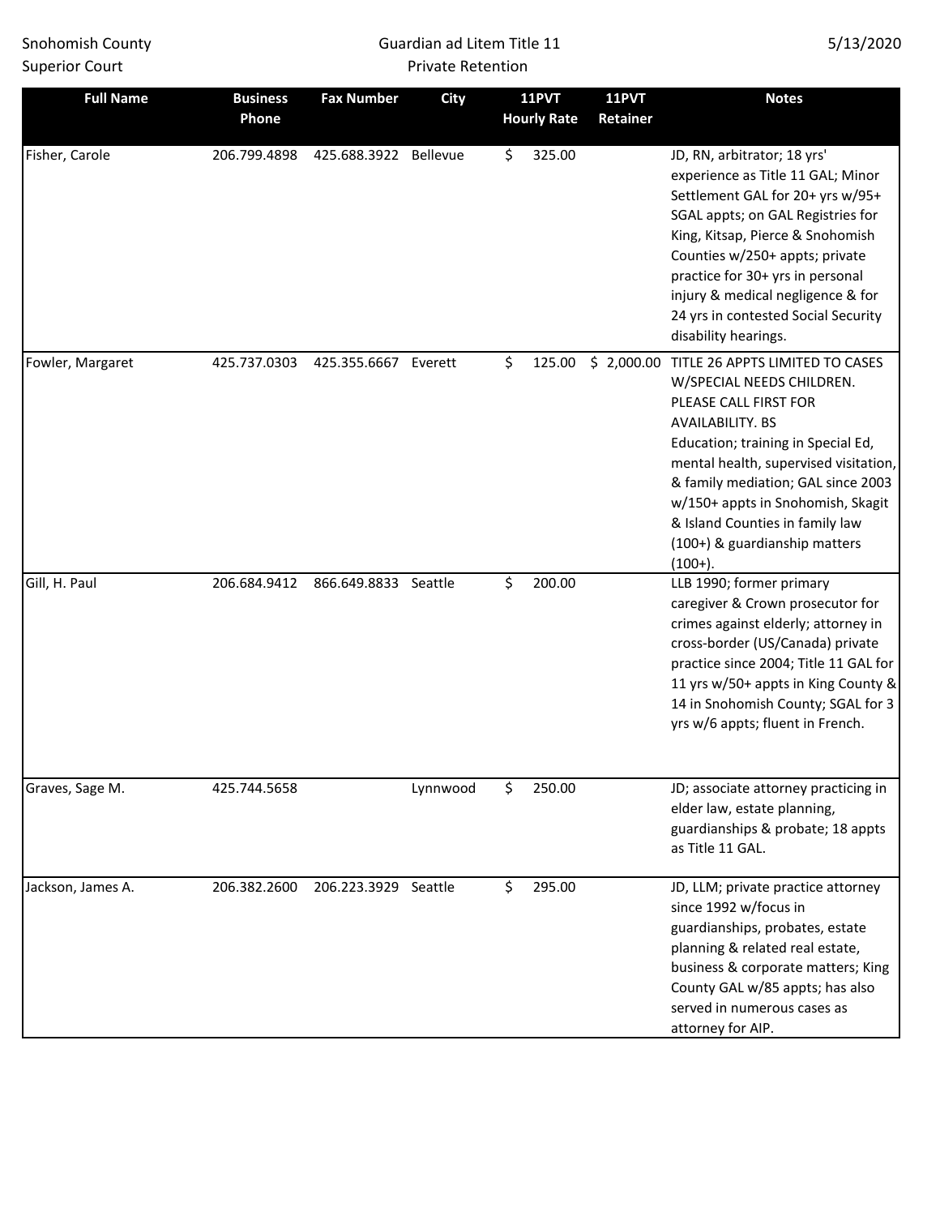| Full Name | Business Phone | Fax Number | City | 11PVT Hourly Rate | 11PVT Retainer | Notes |
|---|---|---|---|---|---|---|
| Fisher, Carole | 206.799.4898 | 425.688.3922 | Bellevue | $ 325.00 | | JD, RN, arbitrator; 18 yrs' experience as Title 11 GAL; Minor Settlement GAL for 20+ yrs w/95+ SGAL appts; on GAL Registries for King, Kitsap, Pierce & Snohomish Counties w/250+ appts; private practice for 30+ yrs in personal injury & medical negligence & for 24 yrs in contested Social Security disability hearings. |
| Fowler, Margaret | 425.737.0303 | 425.355.6667 | Everett | $ 125.00 | $ 2,000.00 | TITLE 26 APPTS LIMITED TO CASES W/SPECIAL NEEDS CHILDREN. PLEASE CALL FIRST FOR AVAILABILITY. BS Education; training in Special Ed, mental health, supervised visitation, & family mediation; GAL since 2003 w/150+ appts in Snohomish, Skagit & Island Counties in family law (100+) & guardianship matters (100+). |
| Gill, H. Paul | 206.684.9412 | 866.649.8833 | Seattle | $ 200.00 | | LLB 1990; former primary caregiver & Crown prosecutor for crimes against elderly; attorney in cross-border (US/Canada) private practice since 2004; Title 11 GAL for 11 yrs w/50+ appts in King County & 14 in Snohomish County; SGAL for 3 yrs w/6 appts; fluent in French. |
| Graves, Sage M. | 425.744.5658 | | Lynnwood | $ 250.00 | | JD; associate attorney practicing in elder law, estate planning, guardianships & probate; 18 appts as Title 11 GAL. |
| Jackson, James A. | 206.382.2600 | 206.223.3929 | Seattle | $ 295.00 | | JD, LLM; private practice attorney since 1992 w/focus in guardianships, probates, estate planning & related real estate, business & corporate matters; King County GAL w/85 appts; has also served in numerous cases as attorney for AIP. |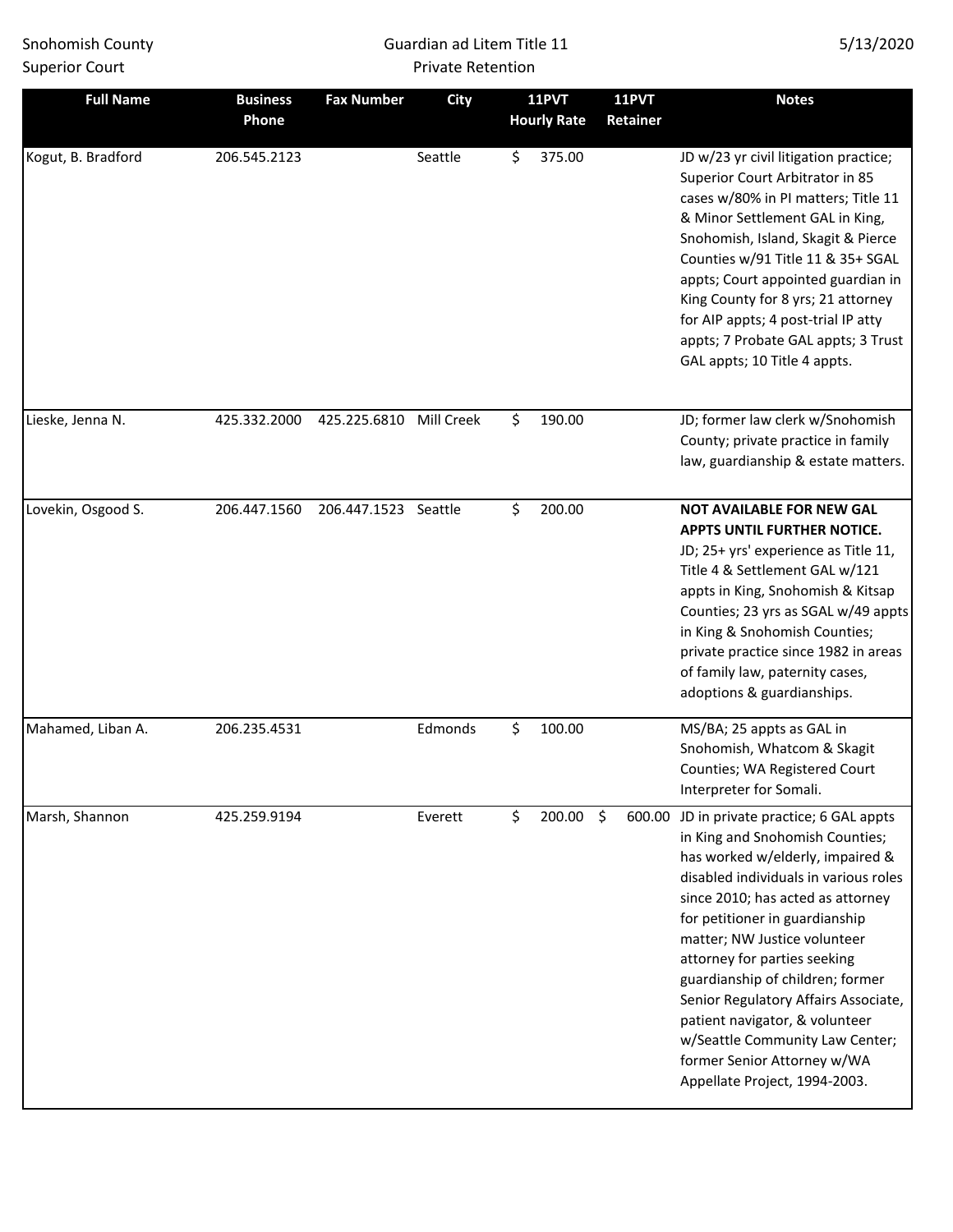Snohomish County Superior Court

Guardian ad Litem Title 11 Private Retention

5/13/2020

| Full Name | Business Phone | Fax Number | City | 11PVT Hourly Rate | 11PVT Retainer | Notes |
|---|---|---|---|---|---|---|
| Kogut, B. Bradford | 206.545.2123 | | Seattle | $ 375.00 | | JD w/23 yr civil litigation practice; Superior Court Arbitrator in 85 cases w/80% in PI matters; Title 11 & Minor Settlement GAL in King, Snohomish, Island, Skagit & Pierce Counties w/91 Title 11 & 35+ SGAL appts; Court appointed guardian in King County for 8 yrs; 21 attorney for AIP appts; 4 post-trial IP atty appts; 7 Probate GAL appts; 3 Trust GAL appts; 10 Title 4 appts. |
| Lieske, Jenna N. | 425.332.2000 | 425.225.6810 | Mill Creek | $ 190.00 | | JD; former law clerk w/Snohomish County; private practice in family law, guardianship & estate matters. |
| Lovekin, Osgood S. | 206.447.1560 | 206.447.1523 | Seattle | $ 200.00 | | **NOT AVAILABLE FOR NEW GAL APPTS UNTIL FURTHER NOTICE.** JD; 25+ yrs' experience as Title 11, Title 4 & Settlement GAL w/121 appts in King, Snohomish & Kitsap Counties; 23 yrs as SGAL w/49 appts in King & Snohomish Counties; private practice since 1982 in areas of family law, paternity cases, adoptions & guardianships. |
| Mahamed, Liban A. | 206.235.4531 | | Edmonds | $ 100.00 | | MS/BA; 25 appts as GAL in Snohomish, Whatcom & Skagit Counties; WA Registered Court Interpreter for Somali. |
| Marsh, Shannon | 425.259.9194 | | Everett | $ 200.00 | $ 600.00 | JD in private practice; 6 GAL appts in King and Snohomish Counties; has worked w/elderly, impaired & disabled individuals in various roles since 2010; has acted as attorney for petitioner in guardianship matter; NW Justice volunteer attorney for parties seeking guardianship of children; former Senior Regulatory Affairs Associate, patient navigator, & volunteer w/Seattle Community Law Center; former Senior Attorney w/WA Appellate Project, 1994-2003. |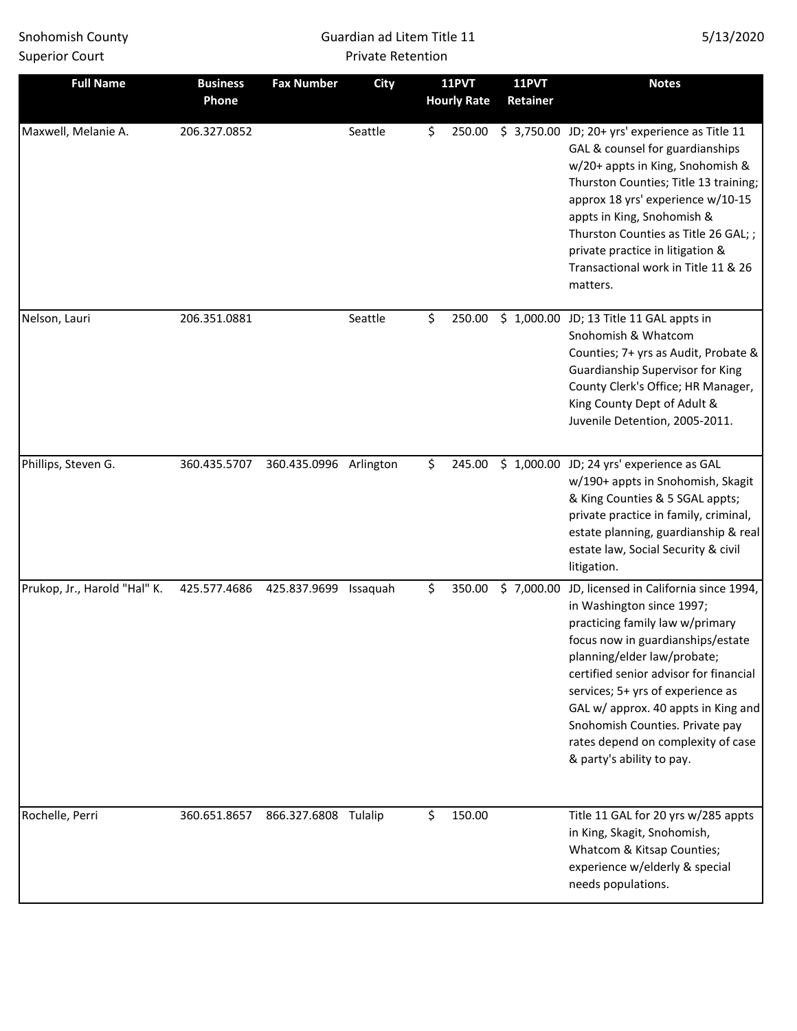| Full Name | Business Phone | Fax Number | City | 11PVT Hourly Rate | 11PVT Retainer | Notes |
|---|---|---|---|---|---|---|
| Maxwell, Melanie A. | 206.327.0852 | | Seattle | $ 250.00 | $ 3,750.00 | JD; 20+ yrs' experience as Title 11 GAL & counsel for guardianships w/20+ appts in King, Snohomish & Thurston Counties; Title 13 training; approx 18 yrs' experience w/10-15 appts in King, Snohomish & Thurston Counties as Title 26 GAL; ; private practice in litigation & Transactional work in Title 11 & 26 matters. |
| Nelson, Lauri | 206.351.0881 | | Seattle | $ 250.00 | $ 1,000.00 | JD; 13 Title 11 GAL appts in Snohomish & Whatcom Counties; 7+ yrs as Audit, Probate & Guardianship Supervisor for King County Clerk's Office; HR Manager, King County Dept of Adult & Juvenile Detention, 2005-2011. |
| Phillips, Steven G. | 360.435.5707 | 360.435.0996 | Arlington | $ 245.00 | $ 1,000.00 | JD; 24 yrs' experience as GAL w/190+ appts in Snohomish, Skagit & King Counties & 5 SGAL appts; private practice in family, criminal, estate planning, guardianship & real estate law, Social Security & civil litigation. |
| Prukop, Jr., Harold "Hal" K. | 425.577.4686 | 425.837.9699 | Issaquah | $ 350.00 | $ 7,000.00 | JD, licensed in California since 1994, in Washington since 1997; practicing family law w/primary focus now in guardianships/estate planning/elder law/probate; certified senior advisor for financial services; 5+ yrs of experience as GAL w/ approx. 40 appts in King and Snohomish Counties. Private pay rates depend on complexity of case & party's ability to pay. |
| Rochelle, Perri | 360.651.8657 | 866.327.6808 | Tulalip | $ 150.00 | | Title 11 GAL for 20 yrs w/285 appts in King, Skagit, Snohomish, Whatcom & Kitsap Counties; experience w/elderly & special needs populations. |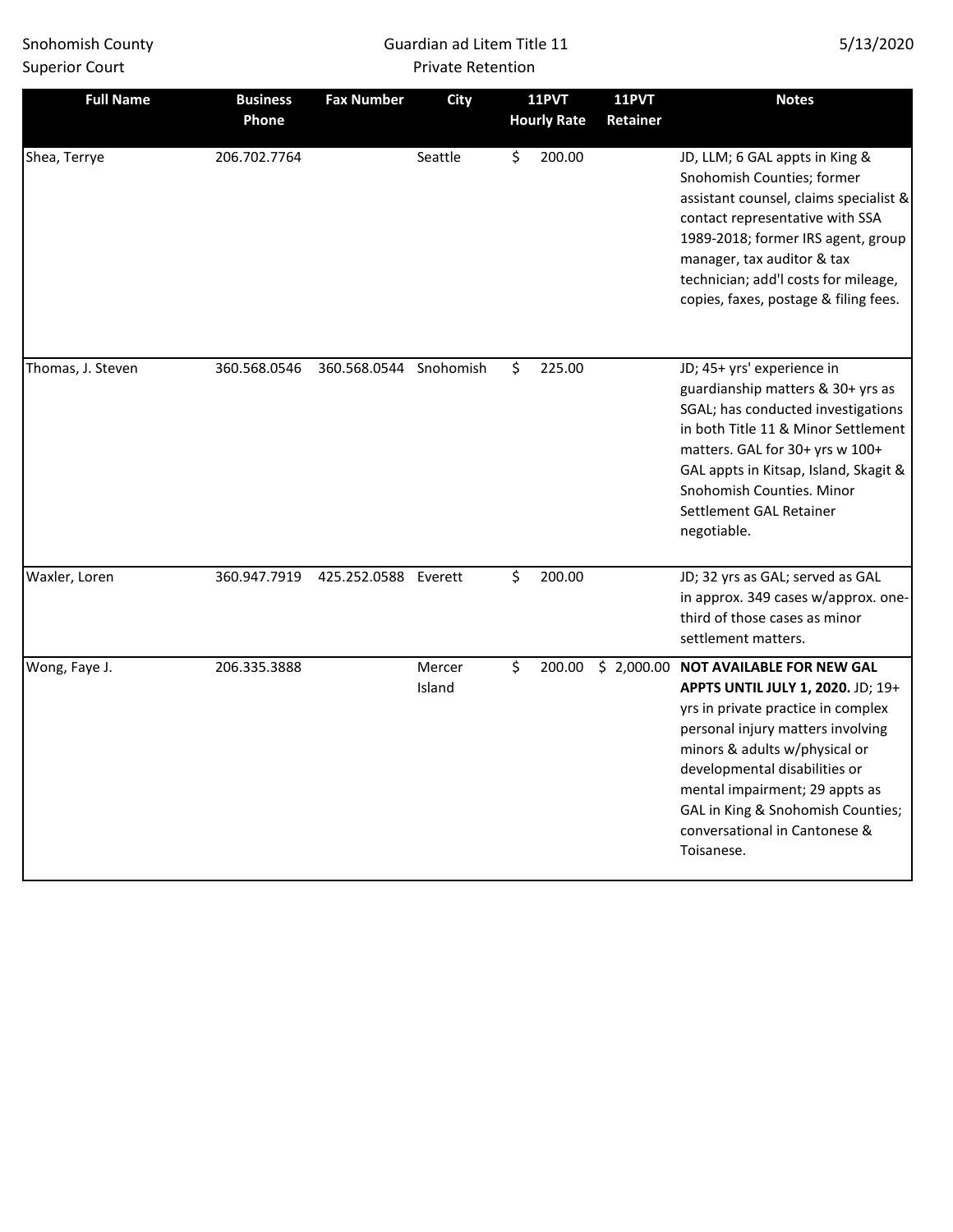| Full Name | Business Phone | Fax Number | City | 11PVT Hourly Rate | 11PVT Retainer | Notes |
|---|---|---|---|---|---|---|
| Shea, Terrye | 206.702.7764 | | Seattle | $ 200.00 | | JD, LLM; 6 GAL appts in King & Snohomish Counties; former assistant counsel, claims specialist & contact representative with SSA 1989-2018; former IRS agent, group manager, tax auditor & tax technician; add'l costs for mileage, copies, faxes, postage & filing fees. |
| Thomas, J. Steven | 360.568.0546 | 360.568.0544 | Snohomish | $ 225.00 | | JD; 45+ yrs' experience in guardianship matters & 30+ yrs as SGAL; has conducted investigations in both Title 11 & Minor Settlement matters. GAL for 30+ yrs w 100+ GAL appts in Kitsap, Island, Skagit & Snohomish Counties. Minor Settlement GAL Retainer negotiable. |
| Waxler, Loren | 360.947.7919 | 425.252.0588 | Everett | $ 200.00 | | JD; 32 yrs as GAL; served as GAL in approx. 349 cases w/approx. one-third of those cases as minor settlement matters. |
| Wong, Faye J. | 206.335.3888 | | Mercer Island | $ 200.00 | $ 2,000.00 | **NOT AVAILABLE FOR NEW GAL APPTS UNTIL JULY 1, 2020.** JD; 19+ yrs in private practice in complex personal injury matters involving minors & adults w/physical or developmental disabilities or mental impairment; 29 appts as GAL in King & Snohomish Counties; conversational in Cantonese & Toisanese. |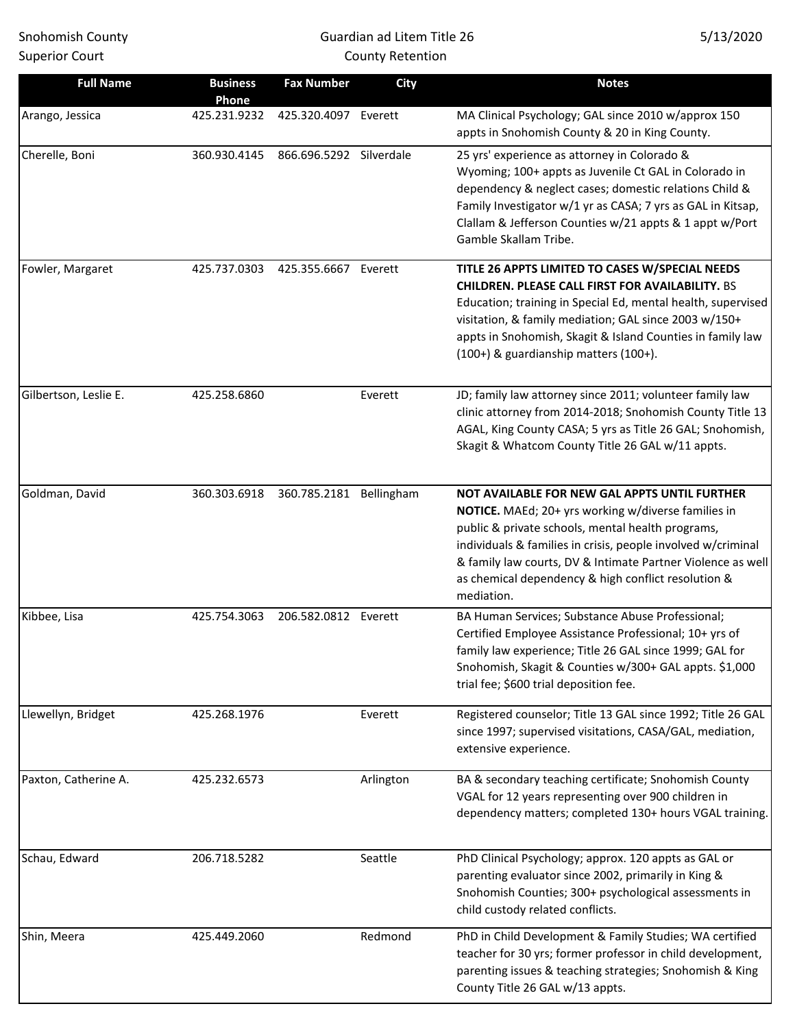Snohomish County
Superior Court

Guardian ad Litem Title 26
County Retention

| Full Name | Business Phone | Fax Number | City | Notes |
| --- | --- | --- | --- | --- |
| Arango, Jessica | 425.231.9232 | 425.320.4097 | Everett | MA Clinical Psychology; GAL since 2010 w/approx 150 appts in Snohomish County & 20 in King County. |
| Cherelle, Boni | 360.930.4145 | 866.696.5292 | Silverdale | 25 yrs' experience as attorney in Colorado & Wyoming; 100+ appts as Juvenile Ct GAL in Colorado in dependency & neglect cases; domestic relations Child & Family Investigator w/1 yr as CASA; 7 yrs as GAL in Kitsap, Clallam & Jefferson Counties w/21 appts & 1 appt w/Port Gamble Skallam Tribe. |
| Fowler, Margaret | 425.737.0303 | 425.355.6667 | Everett | **TITLE 26 APPTS LIMITED TO CASES W/SPECIAL NEEDS CHILDREN. PLEASE CALL FIRST FOR AVAILABILITY.** BS Education; training in Special Ed, mental health, supervised visitation, & family mediation; GAL since 2003 w/150+ appts in Snohomish, Skagit & Island Counties in family law (100+) & guardianship matters (100+). |
| Gilbertson, Leslie E. | 425.258.6860 | | Everett | JD; family law attorney since 2011; volunteer family law clinic attorney from 2014-2018; Snohomish County Title 13 AGAL, King County CASA; 5 yrs as Title 26 GAL; Snohomish, Skagit & Whatcom County Title 26 GAL w/11 appts. |
| Goldman, David | 360.303.6918 | 360.785.2181 | Bellingham | **NOT AVAILABLE FOR NEW GAL APPTS UNTIL FURTHER NOTICE.** MAEd; 20+ yrs working w/diverse families in public & private schools, mental health programs, individuals & families in crisis, people involved w/criminal & family law courts, DV & Intimate Partner Violence as well as chemical dependency & high conflict resolution & mediation. |
| Kibbee, Lisa | 425.754.3063 | 206.582.0812 | Everett | BA Human Services; Substance Abuse Professional; Certified Employee Assistance Professional; 10+ yrs of family law experience; Title 26 GAL since 1999; GAL for Snohomish, Skagit & Counties w/300+ GAL appts. $1,000 trial fee; $600 trial deposition fee. |
| Llewellyn, Bridget | 425.268.1976 | | Everett | Registered counselor; Title 13 GAL since 1992; Title 26 GAL since 1997; supervised visitations, CASA/GAL, mediation, extensive experience. |
| Paxton, Catherine A. | 425.232.6573 | | Arlington | BA & secondary teaching certificate; Snohomish County VGAL for 12 years representing over 900 children in dependency matters; completed 130+ hours VGAL training. |
| Schau, Edward | 206.718.5282 | | Seattle | PhD Clinical Psychology; approx. 120 appts as GAL or parenting evaluator since 2002, primarily in King & Snohomish Counties; 300+ psychological assessments in child custody related conflicts. |
| Shin, Meera | 425.449.2060 | | Redmond | PhD in Child Development & Family Studies; WA certified teacher for 30 yrs; former professor in child development, parenting issues & teaching strategies; Snohomish & King County Title 26 GAL w/13 appts. |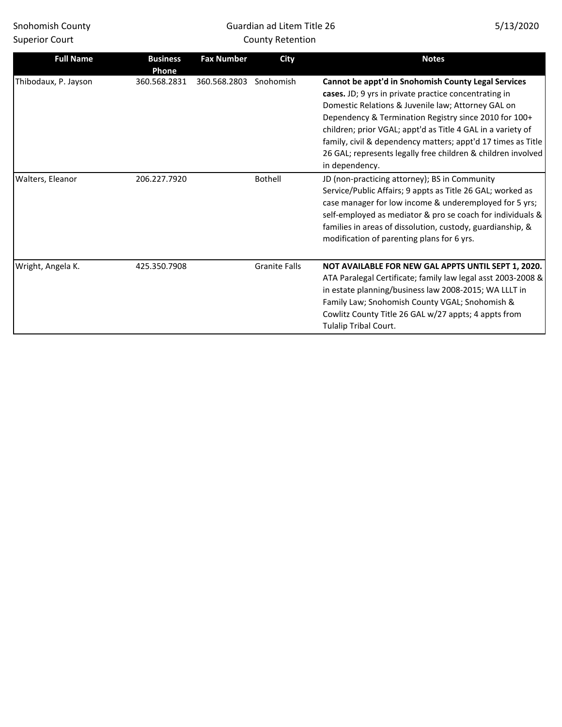| Full Name | Business Phone | Fax Number | City | Notes |
| --- | --- | --- | --- | --- |
| Thibodaux, P. Jayson | 360.568.2831 | 360.568.2803 | Snohomish | **Cannot be appt'd in Snohomish County Legal Services cases.** JD; 9 yrs in private practice concentrating in Domestic Relations & Juvenile law; Attorney GAL on Dependency & Termination Registry since 2010 for 100+ children; prior VGAL; appt'd as Title 4 GAL in a variety of family, civil & dependency matters; appt'd 17 times as Title 26 GAL; represents legally free children & children involved in dependency. |
| Walters, Eleanor | 206.227.7920 | | Bothell | JD (non-practicing attorney); BS in Community Service/Public Affairs; 9 appts as Title 26 GAL; worked as case manager for low income & underemployed for 5 yrs; self-employed as mediator & pro se coach for individuals & families in areas of dissolution, custody, guardianship, & modification of parenting plans for 6 yrs. |
| Wright, Angela K. | 425.350.7908 | | Granite Falls | **NOT AVAILABLE FOR NEW GAL APPTS UNTIL SEPT 1, 2020.** ATA Paralegal Certificate; family law legal asst 2003-2008 & in estate planning/business law 2008-2015; WA LLLT in Family Law; Snohomish County VGAL; Snohomish & Cowlitz County Title 26 GAL w/27 appts; 4 appts from Tulalip Tribal Court. |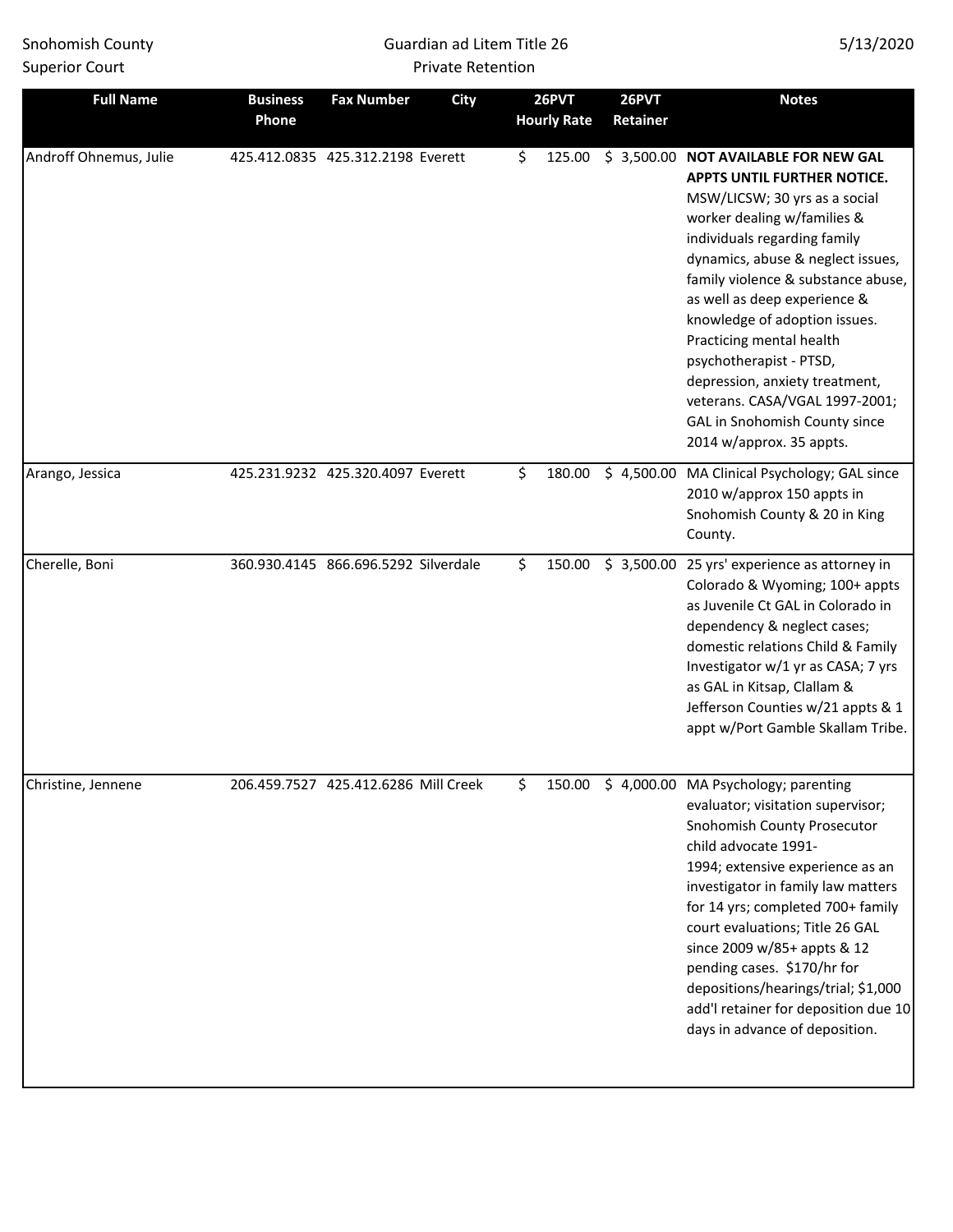Snohomish County Superior Court

Guardian ad Litem Title 26 Private Retention

5/13/2020

| Full Name | Business Phone | Fax Number | City | 26PVT Hourly Rate | 26PVT Retainer | Notes |
|---|---|---|---|---|---|---|
| Androff Ohnemus, Julie | 425.412.0835 | 425.312.2198 | Everett | $ 125.00 | $ 3,500.00 | **NOT AVAILABLE FOR NEW GAL APPTS UNTIL FURTHER NOTICE.** MSW/LICSW; 30 yrs as a social worker dealing w/families & individuals regarding family dynamics, abuse & neglect issues, family violence & substance abuse, as well as deep experience & knowledge of adoption issues. Practicing mental health psychotherapist - PTSD, depression, anxiety treatment, veterans. CASA/VGAL 1997-2001; GAL in Snohomish County since 2014 w/approx. 35 appts. |
| Arango, Jessica | 425.231.9232 | 425.320.4097 | Everett | $ 180.00 | $ 4,500.00 | MA Clinical Psychology; GAL since 2010 w/approx 150 appts in Snohomish County & 20 in King County. |
| Cherelle, Boni | 360.930.4145 | 866.696.5292 | Silverdale | $ 150.00 | $ 3,500.00 | 25 yrs' experience as attorney in Colorado & Wyoming; 100+ appts as Juvenile Ct GAL in Colorado in dependency & neglect cases; domestic relations Child & Family Investigator w/1 yr as CASA; 7 yrs as GAL in Kitsap, Clallam & Jefferson Counties w/21 appts & 1 appt w/Port Gamble Skallam Tribe. |
| Christine, Jennene | 206.459.7527 | 425.412.6286 | Mill Creek | $ 150.00 | $ 4,000.00 | MA Psychology; parenting evaluator; visitation supervisor; Snohomish County Prosecutor child advocate 1991-1994; extensive experience as an investigator in family law matters for 14 yrs; completed 700+ family court evaluations; Title 26 GAL since 2009 w/85+ appts & 12 pending cases. $170/hr for depositions/hearings/trial; $1,000 add'l retainer for deposition due 10 days in advance of deposition. |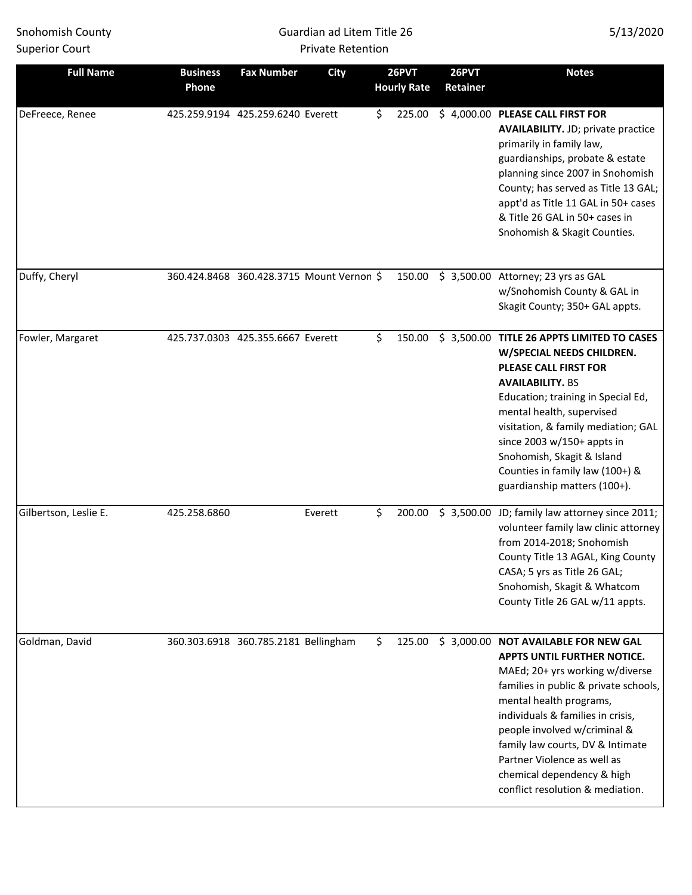Snohomish County Superior Court

Guardian ad Litem Title 26
Private Retention

5/13/2020

| Full Name | Business Phone | Fax Number | City | 26PVT Hourly Rate | 26PVT Retainer | Notes |
|---|---|---|---|---|---|---|
| DeFreece, Renee | 425.259.9194 | 425.259.6240 | Everett | $ 225.00 | $ 4,000.00 | **PLEASE CALL FIRST FOR AVAILABILITY.** JD; private practice primarily in family law, guardianships, probate & estate planning since 2007 in Snohomish County; has served as Title 13 GAL; appt'd as Title 11 GAL in 50+ cases & Title 26 GAL in 50+ cases in Snohomish & Skagit Counties. |
| Duffy, Cheryl | 360.424.8468 | 360.428.3715 | Mount Vernon | $ 150.00 | $ 3,500.00 | Attorney; 23 yrs as GAL w/Snohomish County & GAL in Skagit County; 350+ GAL appts. |
| Fowler, Margaret | 425.737.0303 | 425.355.6667 | Everett | $ 150.00 | $ 3,500.00 | **TITLE 26 APPTS LIMITED TO CASES W/SPECIAL NEEDS CHILDREN. PLEASE CALL FIRST FOR AVAILABILITY.** BS Education; training in Special Ed, mental health, supervised visitation, & family mediation; GAL since 2003 w/150+ appts in Snohomish, Skagit & Island Counties in family law (100+) & guardianship matters (100+). |
| Gilbertson, Leslie E. | 425.258.6860 | | Everett | $ 200.00 | $ 3,500.00 | JD; family law attorney since 2011; volunteer family law clinic attorney from 2014-2018; Snohomish County Title 13 AGAL, King County CASA; 5 yrs as Title 26 GAL; Snohomish, Skagit & Whatcom County Title 26 GAL w/11 appts. |
| Goldman, David | 360.303.6918 | 360.785.2181 | Bellingham | $ 125.00 | $ 3,000.00 | **NOT AVAILABLE FOR NEW GAL APPTS UNTIL FURTHER NOTICE.** MAEd; 20+ yrs working w/diverse families in public & private schools, mental health programs, individuals & families in crisis, people involved w/criminal & family law courts, DV & Intimate Partner Violence as well as chemical dependency & high conflict resolution & mediation. |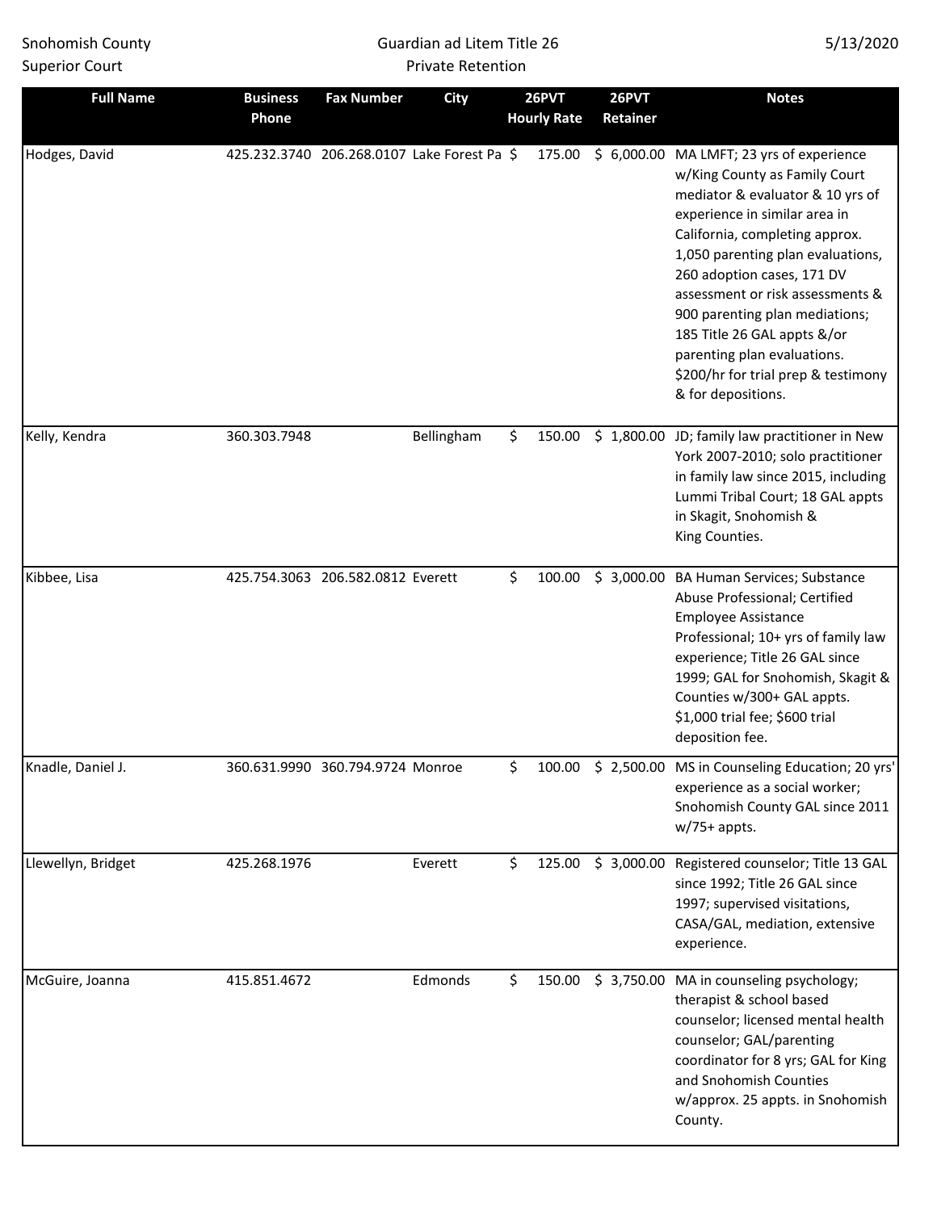Snohomish County
Superior Court

Guardian ad Litem Title 26
Private Retention

5/13/2020

| Full Name | Business Phone | Fax Number | City | 26PVT Hourly Rate | 26PVT Retainer | Notes |
|---|---|---|---|---|---|---|
| Hodges, David | 425.232.3740 | 206.268.0107 | Lake Forest Pa | $ 175.00 | $ 6,000.00 | MA LMFT; 23 yrs of experience w/King County as Family Court mediator & evaluator & 10 yrs of experience in similar area in California, completing approx. 1,050 parenting plan evaluations, 260 adoption cases, 171 DV assessment or risk assessments & 900 parenting plan mediations; 185 Title 26 GAL appts &/or parenting plan evaluations. $200/hr for trial prep & testimony & for depositions. |
| Kelly, Kendra | 360.303.7948 | | Bellingham | $ 150.00 | $ 1,800.00 | JD; family law practitioner in New York 2007-2010; solo practitioner in family law since 2015, including Lummi Tribal Court; 18 GAL appts in Skagit, Snohomish & King Counties. |
| Kibbee, Lisa | 425.754.3063 | 206.582.0812 | Everett | $ 100.00 | $ 3,000.00 | BA Human Services; Substance Abuse Professional; Certified Employee Assistance Professional; 10+ yrs of family law experience; Title 26 GAL since 1999; GAL for Snohomish, Skagit & Counties w/300+ GAL appts. $1,000 trial fee; $600 trial deposition fee. |
| Knadle, Daniel J. | 360.631.9990 | 360.794.9724 | Monroe | $ 100.00 | $ 2,500.00 | MS in Counseling Education; 20 yrs' experience as a social worker; Snohomish County GAL since 2011 w/75+ appts. |
| Llewellyn, Bridget | 425.268.1976 | | Everett | $ 125.00 | $ 3,000.00 | Registered counselor; Title 13 GAL since 1992; Title 26 GAL since 1997; supervised visitations, CASA/GAL, mediation, extensive experience. |
| McGuire, Joanna | 415.851.4672 | | Edmonds | $ 150.00 | $ 3,750.00 | MA in counseling psychology; therapist & school based counselor; licensed mental health counselor; GAL/parenting coordinator for 8 yrs; GAL for King and Snohomish Counties w/approx. 25 appts. in Snohomish County. |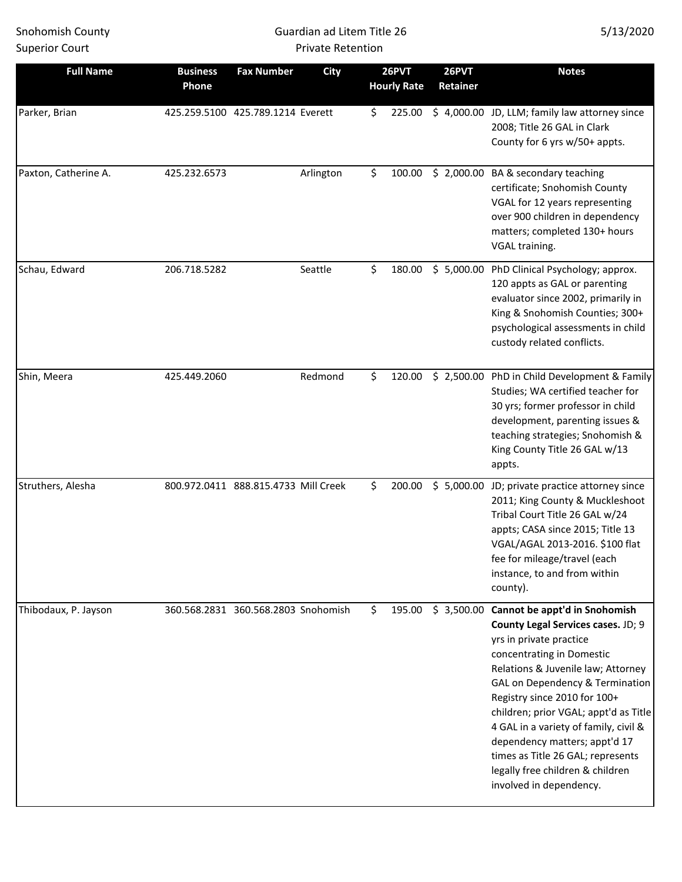Snohomish County Superior Court

Guardian ad Litem Title 26 Private Retention

5/13/2020

| Full Name | Business Phone | Fax Number | City | 26PVT Hourly Rate | 26PVT Retainer | Notes |
|---|---|---|---|---|---|---|
| Parker, Brian | 425.259.5100 | 425.789.1214 | Everett | $ 225.00 | $ 4,000.00 | JD, LLM; family law attorney since 2008; Title 26 GAL in Clark County for 6 yrs w/50+ appts. |
| Paxton, Catherine A. | 425.232.6573 | | Arlington | $ 100.00 | $ 2,000.00 | BA & secondary teaching certificate; Snohomish County VGAL for 12 years representing over 900 children in dependency matters; completed 130+ hours VGAL training. |
| Schau, Edward | 206.718.5282 | | Seattle | $ 180.00 | $ 5,000.00 | PhD Clinical Psychology; approx. 120 appts as GAL or parenting evaluator since 2002, primarily in King & Snohomish Counties; 300+ psychological assessments in child custody related conflicts. |
| Shin, Meera | 425.449.2060 | | Redmond | $ 120.00 | $ 2,500.00 | PhD in Child Development & Family Studies; WA certified teacher for 30 yrs; former professor in child development, parenting issues & teaching strategies; Snohomish & King County Title 26 GAL w/13 appts. |
| Struthers, Alesha | 800.972.0411 | 888.815.4733 | Mill Creek | $ 200.00 | $ 5,000.00 | JD; private practice attorney since 2011; King County & Muckleshoot Tribal Court Title 26 GAL w/24 appts; CASA since 2015; Title 13 VGAL/AGAL 2013-2016. $100 flat fee for mileage/travel (each instance, to and from within county). |
| Thibodaux, P. Jayson | 360.568.2831 | 360.568.2803 | Snohomish | $ 195.00 | $ 3,500.00 | **Cannot be appt'd in Snohomish County Legal Services cases.** JD; 9 yrs in private practice concentrating in Domestic Relations & Juvenile law; Attorney GAL on Dependency & Termination Registry since 2010 for 100+ children; prior VGAL; appt'd as Title 4 GAL in a variety of family, civil & dependency matters; appt'd 17 times as Title 26 GAL; represents legally free children & children involved in dependency. |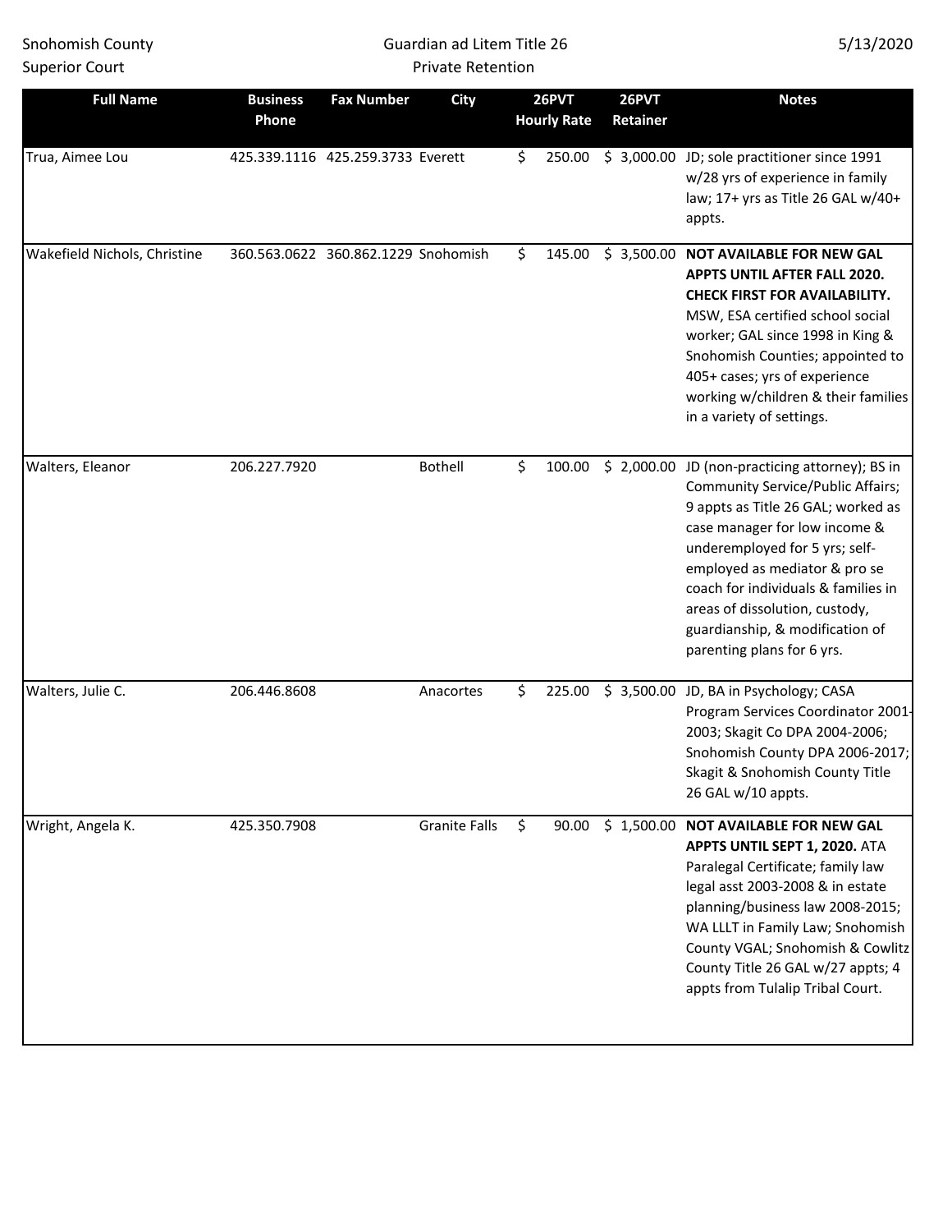Snohomish County Superior Court

Guardian ad Litem Title 26
Private Retention

5/13/2020

| Full Name | Business Phone | Fax Number | City | 26PVT Hourly Rate | 26PVT Retainer | Notes |
|---|---|---|---|---|---|---|
| Trua, Aimee Lou | 425.339.1116 | 425.259.3733 | Everett | $ 250.00 | $ 3,000.00 | JD; sole practitioner since 1991 w/28 yrs of experience in family law; 17+ yrs as Title 26 GAL w/40+ appts. |
| Wakefield Nichols, Christine | 360.563.0622 | 360.862.1229 | Snohomish | $ 145.00 | $ 3,500.00 | **NOT AVAILABLE FOR NEW GAL APPTS UNTIL AFTER FALL 2020. CHECK FIRST FOR AVAILABILITY.** MSW, ESA certified school social worker; GAL since 1998 in King & Snohomish Counties; appointed to 405+ cases; yrs of experience working w/children & their families in a variety of settings. |
| Walters, Eleanor | 206.227.7920 | | Bothell | $ 100.00 | $ 2,000.00 | JD (non-practicing attorney); BS in Community Service/Public Affairs; 9 appts as Title 26 GAL; worked as case manager for low income & underemployed for 5 yrs; self-employed as mediator & pro se coach for individuals & families in areas of dissolution, custody, guardianship, & modification of parenting plans for 6 yrs. |
| Walters, Julie C. | 206.446.8608 | | Anacortes | $ 225.00 | $ 3,500.00 | JD, BA in Psychology; CASA Program Services Coordinator 2001-2003; Skagit Co DPA 2004-2006; Snohomish County DPA 2006-2017; Skagit & Snohomish County Title 26 GAL w/10 appts. |
| Wright, Angela K. | 425.350.7908 | | Granite Falls | $ 90.00 | $ 1,500.00 | **NOT AVAILABLE FOR NEW GAL APPTS UNTIL SEPT 1, 2020.** ATA Paralegal Certificate; family law legal asst 2003-2008 & in estate planning/business law 2008-2015; WA LLLT in Family Law; Snohomish County VGAL; Snohomish & Cowlitz County Title 26 GAL w/27 appts; 4 appts from Tulalip Tribal Court. |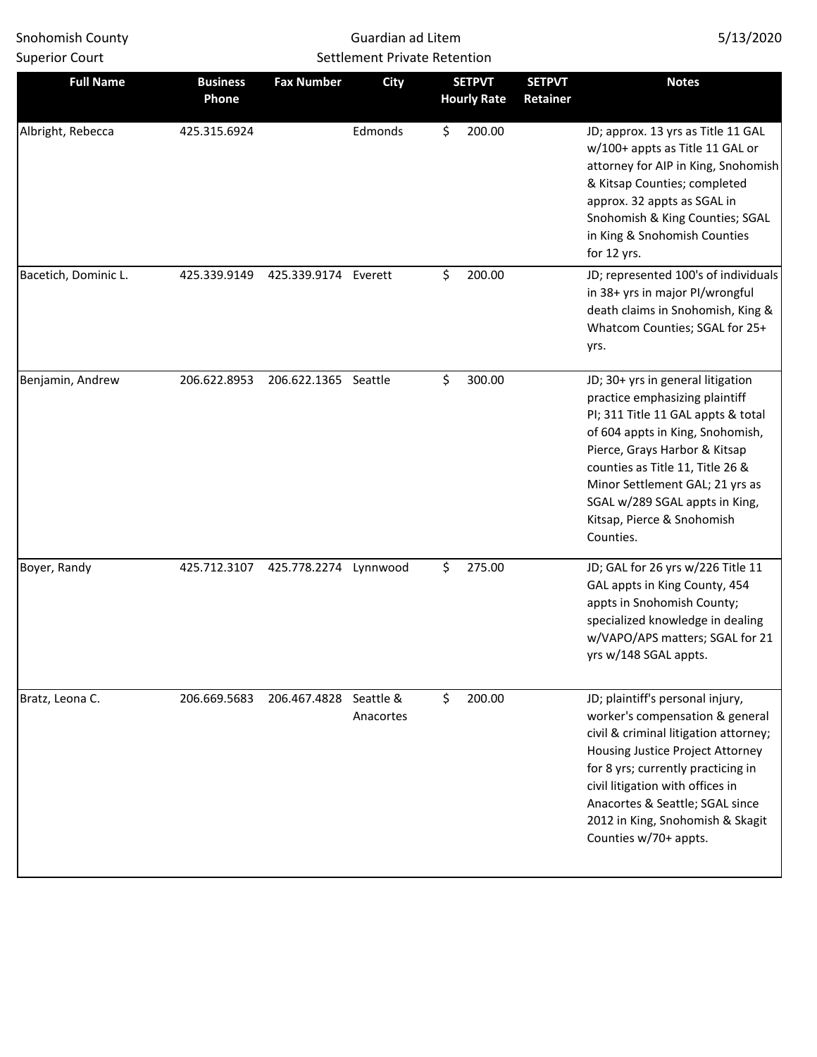Snohomish County Superior Court

# Guardian ad Litem
## Settlement Private Retention

5/13/2020

| Full Name | Business Phone | Fax Number | City | SETPVT Hourly Rate | SETPVT Retainer | Notes |
|---|---|---|---|---|---|---|
| Albright, Rebecca | 425.315.6924 | | Edmonds | $ 200.00 | | JD; approx. 13 yrs as Title 11 GAL w/100+ appts as Title 11 GAL or attorney for AIP in King, Snohomish & Kitsap Counties; completed approx. 32 appts as SGAL in Snohomish & King Counties; SGAL in King & Snohomish Counties for 12 yrs. |
| Bacetich, Dominic L. | 425.339.9149 | 425.339.9174 | Everett | $ 200.00 | | JD; represented 100's of individuals in 38+ yrs in major PI/wrongful death claims in Snohomish, King & Whatcom Counties; SGAL for 25+ yrs. |
| Benjamin, Andrew | 206.622.8953 | 206.622.1365 | Seattle | $ 300.00 | | JD; 30+ yrs in general litigation practice emphasizing plaintiff PI; 311 Title 11 GAL appts & total of 604 appts in King, Snohomish, Pierce, Grays Harbor & Kitsap counties as Title 11, Title 26 & Minor Settlement GAL; 21 yrs as SGAL w/289 SGAL appts in King, Kitsap, Pierce & Snohomish Counties. |
| Boyer, Randy | 425.712.3107 | 425.778.2274 | Lynnwood | $ 275.00 | | JD; GAL for 26 yrs w/226 Title 11 GAL appts in King County, 454 appts in Snohomish County; specialized knowledge in dealing w/VAPO/APS matters; SGAL for 21 yrs w/148 SGAL appts. |
| Bratz, Leona C. | 206.669.5683 | 206.467.4828 | Seattle & Anacortes | $ 200.00 | | JD; plaintiff's personal injury, worker's compensation & general civil & criminal litigation attorney; Housing Justice Project Attorney for 8 yrs; currently practicing in civil litigation with offices in Anacortes & Seattle; SGAL since 2012 in King, Snohomish & Skagit Counties w/70+ appts. |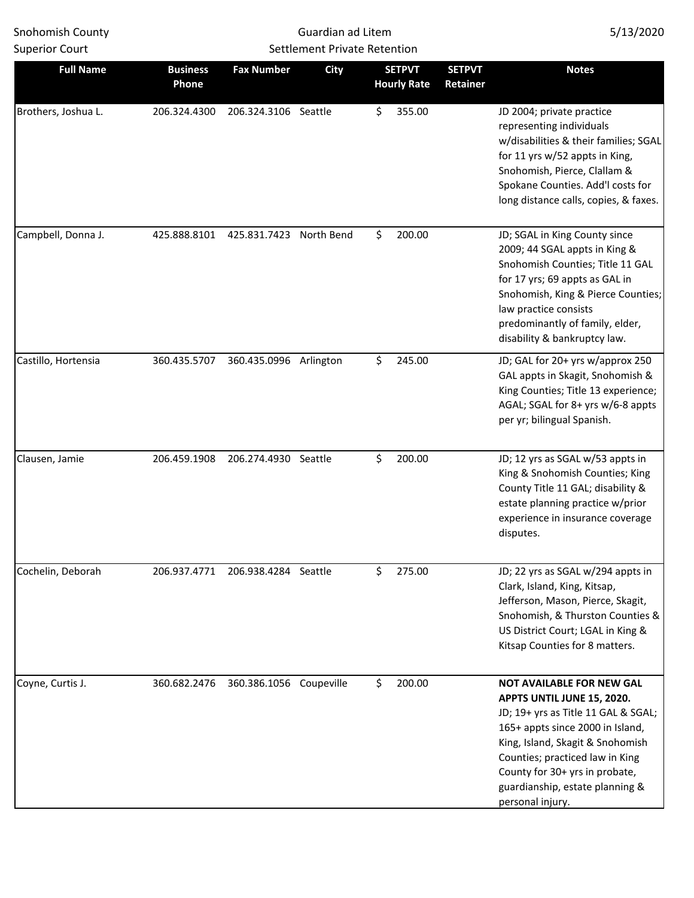| Full Name | Business Phone | Fax Number | City | SETPVT Hourly Rate | SETPVT Retainer | Notes |
|---|---|---|---|---|---|---|
| Brothers, Joshua L. | 206.324.4300 | 206.324.3106 | Seattle | $ 355.00 | | JD 2004; private practice representing individuals w/disabilities & their families; SGAL for 11 yrs w/52 appts in King, Snohomish, Pierce, Clallam & Spokane Counties. Add'l costs for long distance calls, copies, & faxes. |
| Campbell, Donna J. | 425.888.8101 | 425.831.7423 | North Bend | $ 200.00 | | JD; SGAL in King County since 2009; 44 SGAL appts in King & Snohomish Counties; Title 11 GAL for 17 yrs; 69 appts as GAL in Snohomish, King & Pierce Counties; law practice consists predominantly of family, elder, disability & bankruptcy law. |
| Castillo, Hortensia | 360.435.5707 | 360.435.0996 | Arlington | $ 245.00 | | JD; GAL for 20+ yrs w/approx 250 GAL appts in Skagit, Snohomish & King Counties; Title 13 experience; AGAL; SGAL for 8+ yrs w/6-8 appts per yr; bilingual Spanish. |
| Clausen, Jamie | 206.459.1908 | 206.274.4930 | Seattle | $ 200.00 | | JD; 12 yrs as SGAL w/53 appts in King & Snohomish Counties; King County Title 11 GAL; disability & estate planning practice w/prior experience in insurance coverage disputes. |
| Cochelin, Deborah | 206.937.4771 | 206.938.4284 | Seattle | $ 275.00 | | JD; 22 yrs as SGAL w/294 appts in Clark, Island, King, Kitsap, Jefferson, Mason, Pierce, Skagit, Snohomish, & Thurston Counties & US District Court; LGAL in King & Kitsap Counties for 8 matters. |
| Coyne, Curtis J. | 360.682.2476 | 360.386.1056 | Coupeville | $ 200.00 | | **NOT AVAILABLE FOR NEW GAL APPTS UNTIL JUNE 15, 2020.** JD; 19+ yrs as Title 11 GAL & SGAL; 165+ appts since 2000 in Island, King, Island, Skagit & Snohomish Counties; practiced law in King County for 30+ yrs in probate, guardianship, estate planning & personal injury. |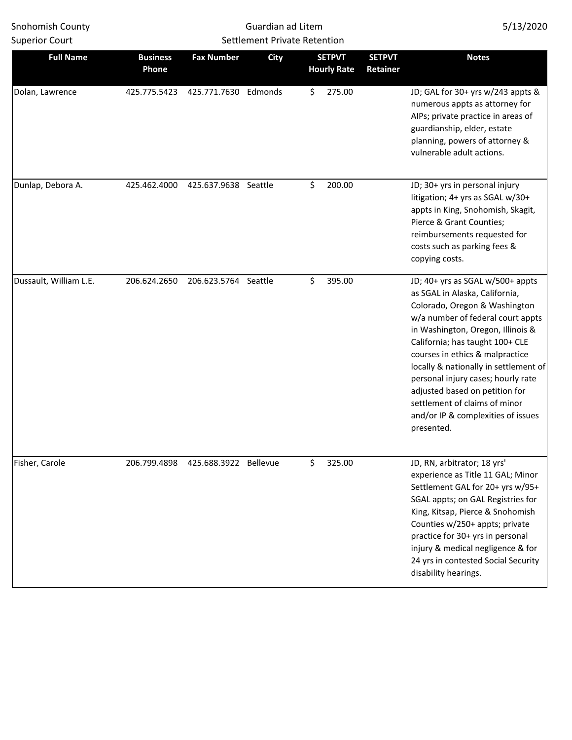Snohomish County Superior Court

Guardian ad Litem
Settlement Private Retention

5/13/2020

| Full Name | Business Phone | Fax Number | City | SETPVT Hourly Rate | SETPVT Retainer | Notes |
|---|---|---|---|---|---|---|
| Dolan, Lawrence | 425.775.5423 | 425.771.7630 | Edmonds | $ 275.00 | | JD; GAL for 30+ yrs w/243 appts & numerous appts as attorney for AIPs; private practice in areas of guardianship, elder, estate planning, powers of attorney & vulnerable adult actions. |
| Dunlap, Debora A. | 425.462.4000 | 425.637.9638 | Seattle | $ 200.00 | | JD; 30+ yrs in personal injury litigation; 4+ yrs as SGAL w/30+ appts in King, Snohomish, Skagit, Pierce & Grant Counties; reimbursements requested for costs such as parking fees & copying costs. |
| Dussault, William L.E. | 206.624.2650 | 206.623.5764 | Seattle | $ 395.00 | | JD; 40+ yrs as SGAL w/500+ appts as SGAL in Alaska, California, Colorado, Oregon & Washington w/a number of federal court appts in Washington, Oregon, Illinois & California; has taught 100+ CLE courses in ethics & malpractice locally & nationally in settlement of personal injury cases; hourly rate adjusted based on petition for settlement of claims of minor and/or IP & complexities of issues presented. |
| Fisher, Carole | 206.799.4898 | 425.688.3922 | Bellevue | $ 325.00 | | JD, RN, arbitrator; 18 yrs' experience as Title 11 GAL; Minor Settlement GAL for 20+ yrs w/95+ SGAL appts; on GAL Registries for King, Kitsap, Pierce & Snohomish Counties w/250+ appts; private practice for 30+ yrs in personal injury & medical negligence & for 24 yrs in contested Social Security disability hearings. |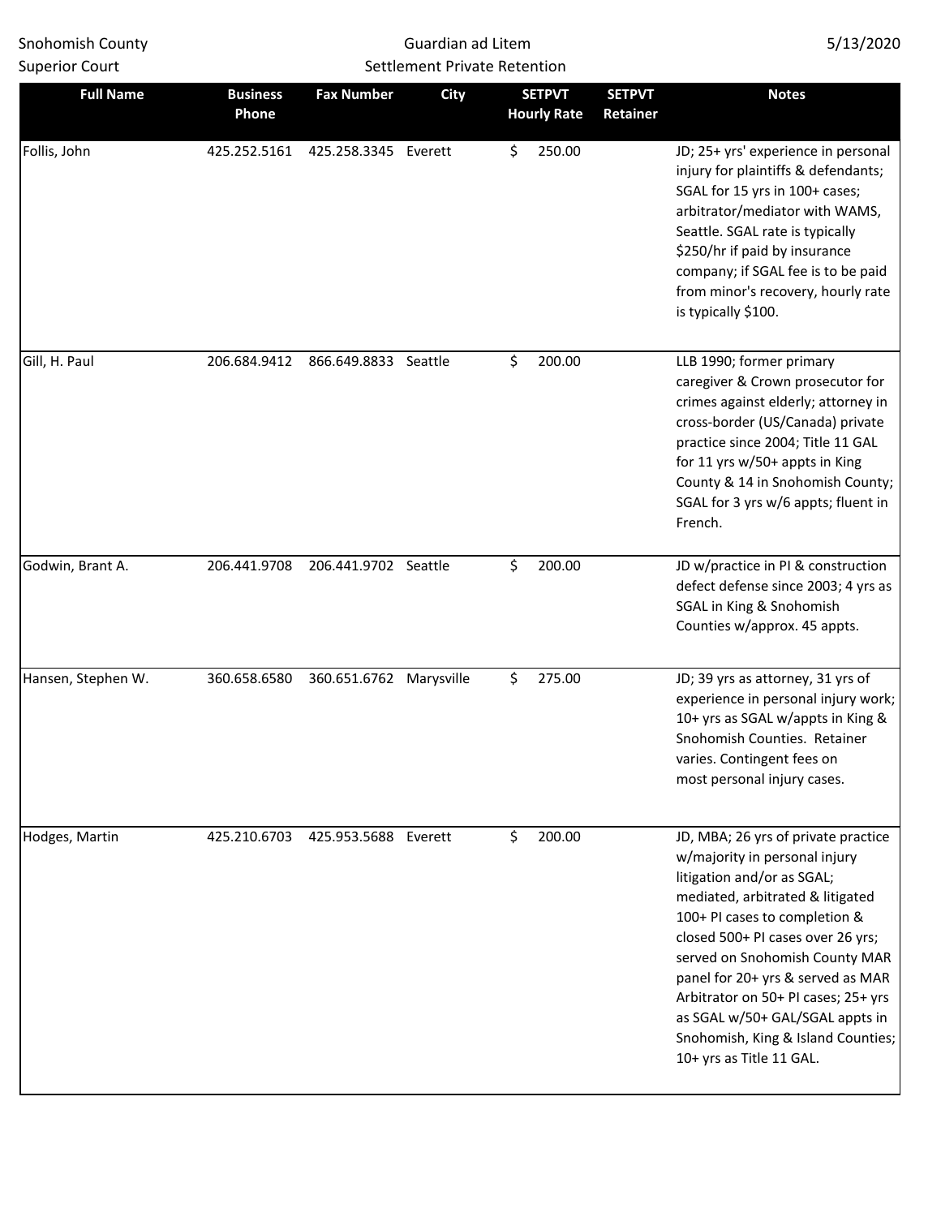Snohomish County Superior Court

Guardian ad Litem
Settlement Private Retention

5/13/2020

| Full Name | Business Phone | Fax Number | City | SETPVT Hourly Rate | SETPVT Retainer | Notes |
|---|---|---|---|---|---|---|
| Follis, John | 425.252.5161 | 425.258.3345 | Everett | $ 250.00 | | JD; 25+ yrs' experience in personal injury for plaintiffs & defendants; SGAL for 15 yrs in 100+ cases; arbitrator/mediator with WAMS, Seattle. SGAL rate is typically $250/hr if paid by insurance company; if SGAL fee is to be paid from minor's recovery, hourly rate is typically $100. |
| Gill, H. Paul | 206.684.9412 | 866.649.8833 | Seattle | $ 200.00 | | LLB 1990; former primary caregiver & Crown prosecutor for crimes against elderly; attorney in cross-border (US/Canada) private practice since 2004; Title 11 GAL for 11 yrs w/50+ appts in King County & 14 in Snohomish County; SGAL for 3 yrs w/6 appts; fluent in French. |
| Godwin, Brant A. | 206.441.9708 | 206.441.9702 | Seattle | $ 200.00 | | JD w/practice in PI & construction defect defense since 2003; 4 yrs as SGAL in King & Snohomish Counties w/approx. 45 appts. |
| Hansen, Stephen W. | 360.658.6580 | 360.651.6762 | Marysville | $ 275.00 | | JD; 39 yrs as attorney, 31 yrs of experience in personal injury work; 10+ yrs as SGAL w/appts in King & Snohomish Counties. Retainer varies. Contingent fees on most personal injury cases. |
| Hodges, Martin | 425.210.6703 | 425.953.5688 | Everett | $ 200.00 | | JD, MBA; 26 yrs of private practice w/majority in personal injury litigation and/or as SGAL; mediated, arbitrated & litigated 100+ PI cases to completion & closed 500+ PI cases over 26 yrs; served on Snohomish County MAR panel for 20+ yrs & served as MAR Arbitrator on 50+ PI cases; 25+ yrs as SGAL w/50+ GAL/SGAL appts in Snohomish, King & Island Counties; 10+ yrs as Title 11 GAL. |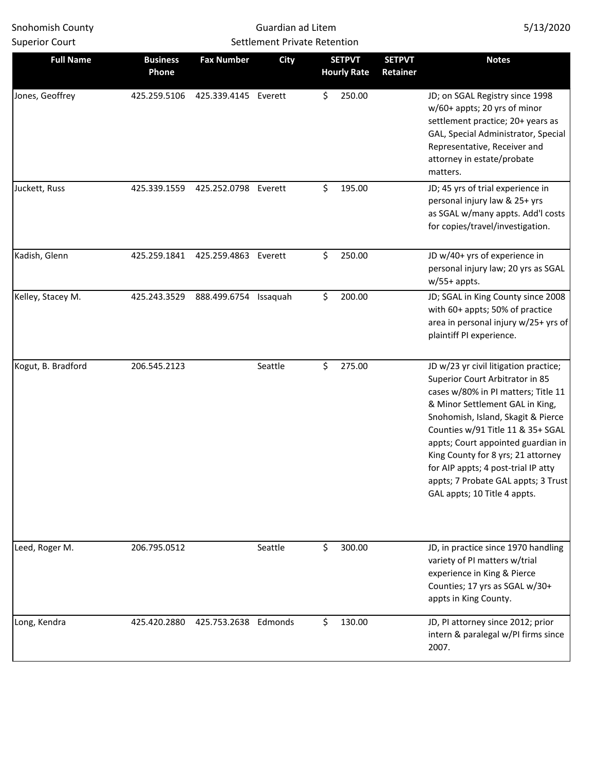| Full Name | Business Phone | Fax Number | City | SETPVT Hourly Rate | SETPVT Retainer | Notes |
|---|---|---|---|---|---|---|
| Jones, Geoffrey | 425.259.5106 | 425.339.4145 | Everett | $ 250.00 | | JD; on SGAL Registry since 1998 w/60+ appts; 20 yrs of minor settlement practice; 20+ years as GAL, Special Administrator, Special Representative, Receiver and attorney in estate/probate matters. |
| Juckett, Russ | 425.339.1559 | 425.252.0798 | Everett | $ 195.00 | | JD; 45 yrs of trial experience in personal injury law & 25+ yrs as SGAL w/many appts. Add'l costs for copies/travel/investigation. |
| Kadish, Glenn | 425.259.1841 | 425.259.4863 | Everett | $ 250.00 | | JD w/40+ yrs of experience in personal injury law; 20 yrs as SGAL w/55+ appts. |
| Kelley, Stacey M. | 425.243.3529 | 888.499.6754 | Issaquah | $ 200.00 | | JD; SGAL in King County since 2008 with 60+ appts; 50% of practice area in personal injury w/25+ yrs of plaintiff PI experience. |
| Kogut, B. Bradford | 206.545.2123 | | Seattle | $ 275.00 | | JD w/23 yr civil litigation practice; Superior Court Arbitrator in 85 cases w/80% in PI matters; Title 11 & Minor Settlement GAL in King, Snohomish, Island, Skagit & Pierce Counties w/91 Title 11 & 35+ SGAL appts; Court appointed guardian in King County for 8 yrs; 21 attorney for AIP appts; 4 post-trial IP atty appts; 7 Probate GAL appts; 3 Trust GAL appts; 10 Title 4 appts. |
| Leed, Roger M. | 206.795.0512 | | Seattle | $ 300.00 | | JD, in practice since 1970 handling variety of PI matters w/trial experience in King & Pierce Counties; 17 yrs as SGAL w/30+ appts in King County. |
| Long, Kendra | 425.420.2880 | 425.753.2638 | Edmonds | $ 130.00 | | JD, PI attorney since 2012; prior intern & paralegal w/PI firms since 2007. |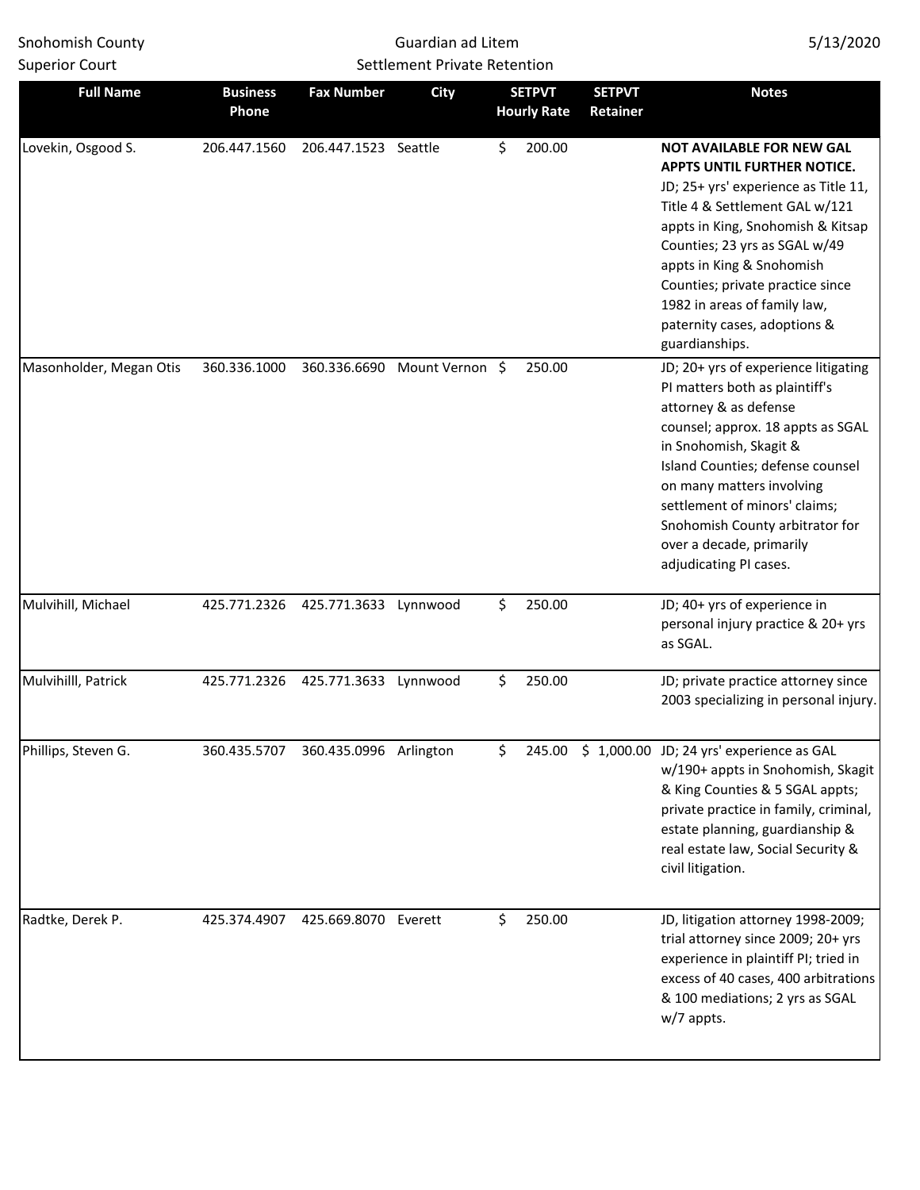Snohomish County Superior Court

Guardian ad Litem
Settlement Private Retention

5/13/2020

| Full Name | Business Phone | Fax Number | City | SETPVT Hourly Rate | SETPVT Retainer | Notes |
|---|---|---|---|---|---|---|
| Lovekin, Osgood S. | 206.447.1560 | 206.447.1523 | Seattle | $ 200.00 | | **NOT AVAILABLE FOR NEW GAL APPTS UNTIL FURTHER NOTICE.** JD; 25+ yrs' experience as Title 11, Title 4 & Settlement GAL w/121 appts in King, Snohomish & Kitsap Counties; 23 yrs as SGAL w/49 appts in King & Snohomish Counties; private practice since 1982 in areas of family law, paternity cases, adoptions & guardianships. |
| Masonholder, Megan Otis | 360.336.1000 | 360.336.6690 | Mount Vernon | $ 250.00 | | JD; 20+ yrs of experience litigating PI matters both as plaintiff's attorney & as defense counsel; approx. 18 appts as SGAL in Snohomish, Skagit & Island Counties; defense counsel on many matters involving settlement of minors' claims; Snohomish County arbitrator for over a decade, primarily adjudicating PI cases. |
| Mulvihill, Michael | 425.771.2326 | 425.771.3633 | Lynnwood | $ 250.00 | | JD; 40+ yrs of experience in personal injury practice & 20+ yrs as SGAL. |
| Mulvihilll, Patrick | 425.771.2326 | 425.771.3633 | Lynnwood | $ 250.00 | | JD; private practice attorney since 2003 specializing in personal injury. |
| Phillips, Steven G. | 360.435.5707 | 360.435.0996 | Arlington | $ 245.00 | $ 1,000.00 | JD; 24 yrs' experience as GAL w/190+ appts in Snohomish, Skagit & King Counties & 5 SGAL appts; private practice in family, criminal, estate planning, guardianship & real estate law, Social Security & civil litigation. |
| Radtke, Derek P. | 425.374.4907 | 425.669.8070 | Everett | $ 250.00 | | JD, litigation attorney 1998-2009; trial attorney since 2009; 20+ yrs experience in plaintiff PI; tried in excess of 40 cases, 400 arbitrations & 100 mediations; 2 yrs as SGAL w/7 appts. |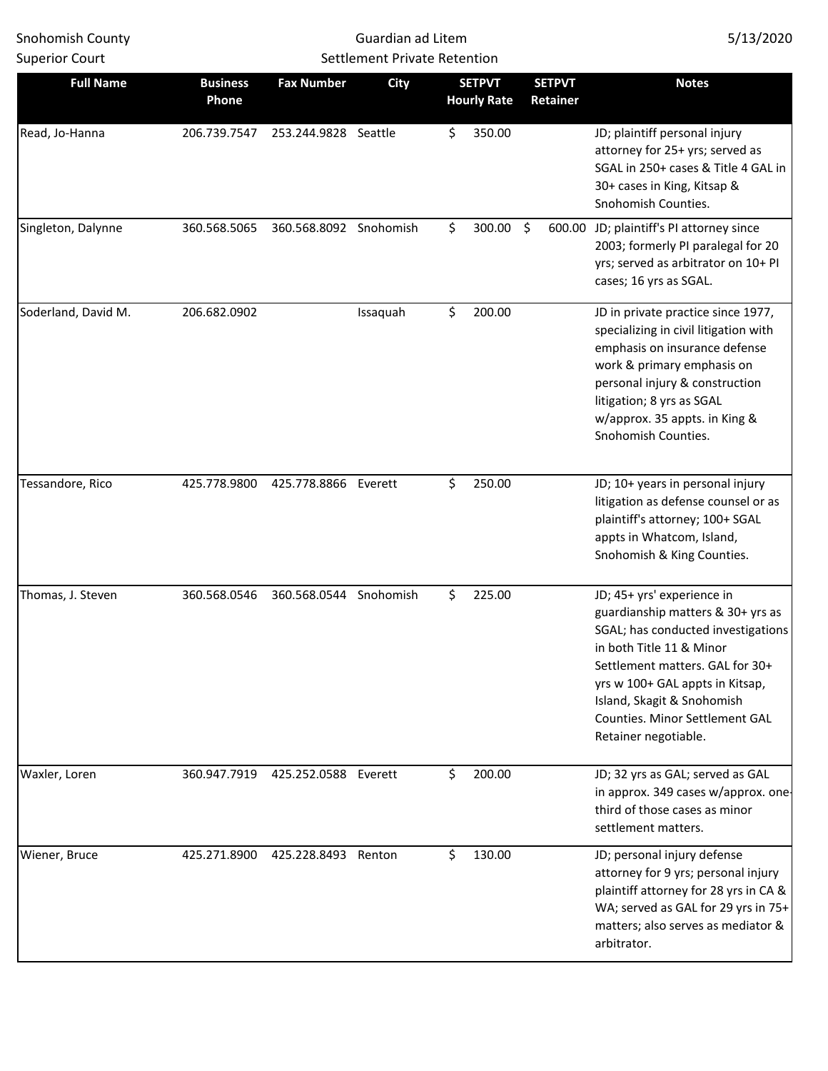Snohomish County Superior Court

Guardian ad Litem
Settlement Private Retention

5/13/2020

| Full Name | Business Phone | Fax Number | City | SETPVT Hourly Rate | SETPVT Retainer | Notes |
|---|---|---|---|---|---|---|
| Read, Jo-Hanna | 206.739.7547 | 253.244.9828 | Seattle | $ 350.00 | | JD; plaintiff personal injury attorney for 25+ yrs; served as SGAL in 250+ cases & Title 4 GAL in 30+ cases in King, Kitsap & Snohomish Counties. |
| Singleton, Dalynne | 360.568.5065 | 360.568.8092 | Snohomish | $ 300.00 | $ 600.00 | JD; plaintiff's PI attorney since 2003; formerly PI paralegal for 20 yrs; served as arbitrator on 10+ PI cases; 16 yrs as SGAL. |
| Soderland, David M. | 206.682.0902 | | Issaquah | $ 200.00 | | JD in private practice since 1977, specializing in civil litigation with emphasis on insurance defense work & primary emphasis on personal injury & construction litigation; 8 yrs as SGAL w/approx. 35 appts. in King & Snohomish Counties. |
| Tessandore, Rico | 425.778.9800 | 425.778.8866 | Everett | $ 250.00 | | JD; 10+ years in personal injury litigation as defense counsel or as plaintiff's attorney; 100+ SGAL appts in Whatcom, Island, Snohomish & King Counties. |
| Thomas, J. Steven | 360.568.0546 | 360.568.0544 | Snohomish | $ 225.00 | | JD; 45+ yrs' experience in guardianship matters & 30+ yrs as SGAL; has conducted investigations in both Title 11 & Minor Settlement matters. GAL for 30+ yrs w 100+ GAL appts in Kitsap, Island, Skagit & Snohomish Counties. Minor Settlement GAL Retainer negotiable. |
| Waxler, Loren | 360.947.7919 | 425.252.0588 | Everett | $ 200.00 | | JD; 32 yrs as GAL; served as GAL in approx. 349 cases w/approx. one-third of those cases as minor settlement matters. |
| Wiener, Bruce | 425.271.8900 | 425.228.8493 | Renton | $ 130.00 | | JD; personal injury defense attorney for 9 yrs; personal injury plaintiff attorney for 28 yrs in CA & WA; served as GAL for 29 yrs in 75+ matters; also serves as mediator & arbitrator. |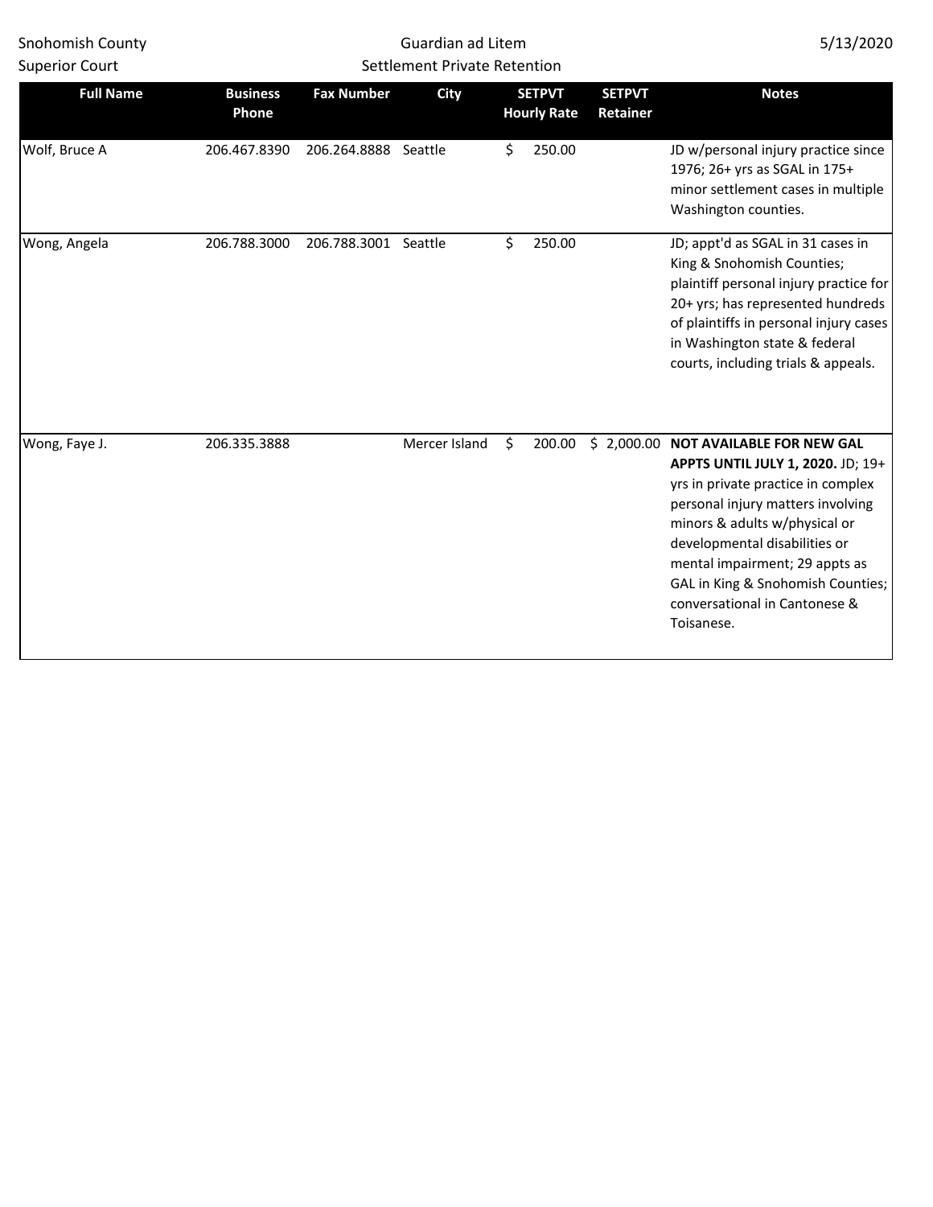| Full Name | Business Phone | Fax Number | City | SETPVT Hourly Rate | SETPVT Retainer | Notes |
|---|---|---|---|---|---|---|
| Wolf, Bruce A | 206.467.8390 | 206.264.8888 | Seattle | $ 250.00 | | JD w/personal injury practice since 1976; 26+ yrs as SGAL in 175+ minor settlement cases in multiple Washington counties. |
| Wong, Angela | 206.788.3000 | 206.788.3001 | Seattle | $ 250.00 | | JD; appt'd as SGAL in 31 cases in King & Snohomish Counties; plaintiff personal injury practice for 20+ yrs; has represented hundreds of plaintiffs in personal injury cases in Washington state & federal courts, including trials & appeals. |
| Wong, Faye J. | 206.335.3888 | | Mercer Island | $ 200.00 | $ 2,000.00 | **NOT AVAILABLE FOR NEW GAL APPTS UNTIL JULY 1, 2020.** JD; 19+ yrs in private practice in complex personal injury matters involving minors & adults w/physical or developmental disabilities or mental impairment; 29 appts as GAL in King & Snohomish Counties; conversational in Cantonese & Toisanese. |